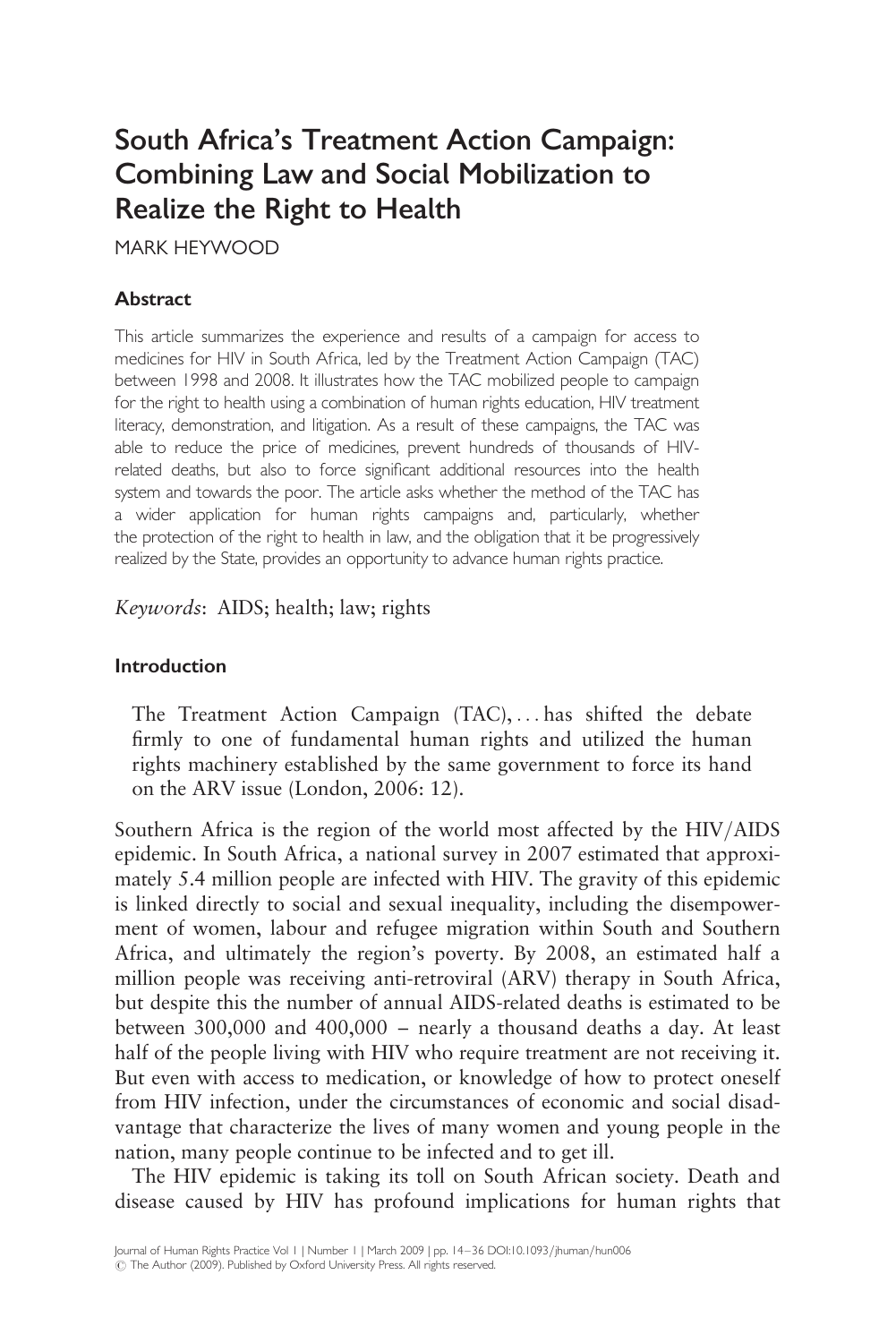# South Africa's Treatment Action Campaign: Combining Law and Social Mobilization to Realize the Right to Health

MARK HEYWOOD

## Abstract

This article summarizes the experience and results of a campaign for access to medicines for HIV in South Africa, led by the Treatment Action Campaign (TAC) between 1998 and 2008. It illustrates how the TAC mobilized people to campaign for the right to health using a combination of human rights education, HIV treatment literacy, demonstration, and litigation. As a result of these campaigns, the TAC was able to reduce the price of medicines, prevent hundreds of thousands of HIV-related deaths, but also to force significant additional resources into the health system and towards the poor. The article asks whether the method of the TAC has a wider application for human rights campaigns and, particularly, whether the protection of the right to health in law, and the obligation that it be progressively realized by the State, provides an opportunity to advance human rights practice.

*Keywords*: AIDS; health; law; rights

## Introduction

> The Treatment Action Campaign (TAC), ... has shifted the debate firmly to one of fundamental human rights and utilized the human rights machinery established by the same government to force its hand on the ARV issue (London, 2006: 12).

Southern Africa is the region of the world most affected by the HIV/AIDS epidemic. In South Africa, a national survey in 2007 estimated that approximately 5.4 million people are infected with HIV. The gravity of this epidemic is linked directly to social and sexual inequality, including the disempowerment of women, labour and refugee migration within South and Southern Africa, and ultimately the region's poverty. By 2008, an estimated half a million people was receiving anti-retroviral (ARV) therapy in South Africa, but despite this the number of annual AIDS-related deaths is estimated to be between 300,000 and 400,000 – nearly a thousand deaths a day. At least half of the people living with HIV who require treatment are not receiving it. But even with access to medication, or knowledge of how to protect oneself from HIV infection, under the circumstances of economic and social disadvantage that characterize the lives of many women and young people in the nation, many people continue to be infected and to get ill.

The HIV epidemic is taking its toll on South African society. Death and disease caused by HIV has profound implications for human rights that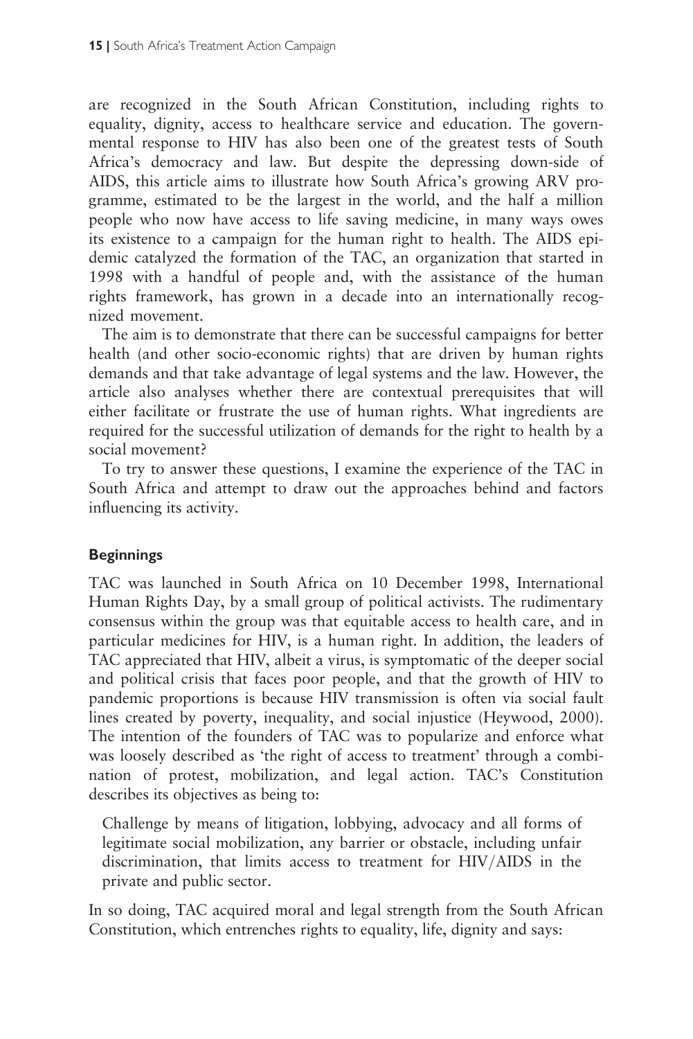are recognized in the South African Constitution, including rights to equality, dignity, access to healthcare service and education. The governmental response to HIV has also been one of the greatest tests of South Africa's democracy and law. But despite the depressing down-side of AIDS, this article aims to illustrate how South Africa's growing ARV programme, estimated to be the largest in the world, and the half a million people who now have access to life saving medicine, in many ways owes its existence to a campaign for the human right to health. The AIDS epidemic catalyzed the formation of the TAC, an organization that started in 1998 with a handful of people and, with the assistance of the human rights framework, has grown in a decade into an internationally recognized movement.

The aim is to demonstrate that there can be successful campaigns for better health (and other socio-economic rights) that are driven by human rights demands and that take advantage of legal systems and the law. However, the article also analyses whether there are contextual prerequisites that will either facilitate or frustrate the use of human rights. What ingredients are required for the successful utilization of demands for the right to health by a social movement?

To try to answer these questions, I examine the experience of the TAC in South Africa and attempt to draw out the approaches behind and factors influencing its activity.

## Beginnings

TAC was launched in South Africa on 10 December 1998, International Human Rights Day, by a small group of political activists. The rudimentary consensus within the group was that equitable access to health care, and in particular medicines for HIV, is a human right. In addition, the leaders of TAC appreciated that HIV, albeit a virus, is symptomatic of the deeper social and political crisis that faces poor people, and that the growth of HIV to pandemic proportions is because HIV transmission is often via social fault lines created by poverty, inequality, and social injustice (Heywood, 2000). The intention of the founders of TAC was to popularize and enforce what was loosely described as 'the right of access to treatment' through a combination of protest, mobilization, and legal action. TAC's Constitution describes its objectives as being to:

> Challenge by means of litigation, lobbying, advocacy and all forms of legitimate social mobilization, any barrier or obstacle, including unfair discrimination, that limits access to treatment for HIV/AIDS in the private and public sector.

In so doing, TAC acquired moral and legal strength from the South African Constitution, which entrenches rights to equality, life, dignity and says: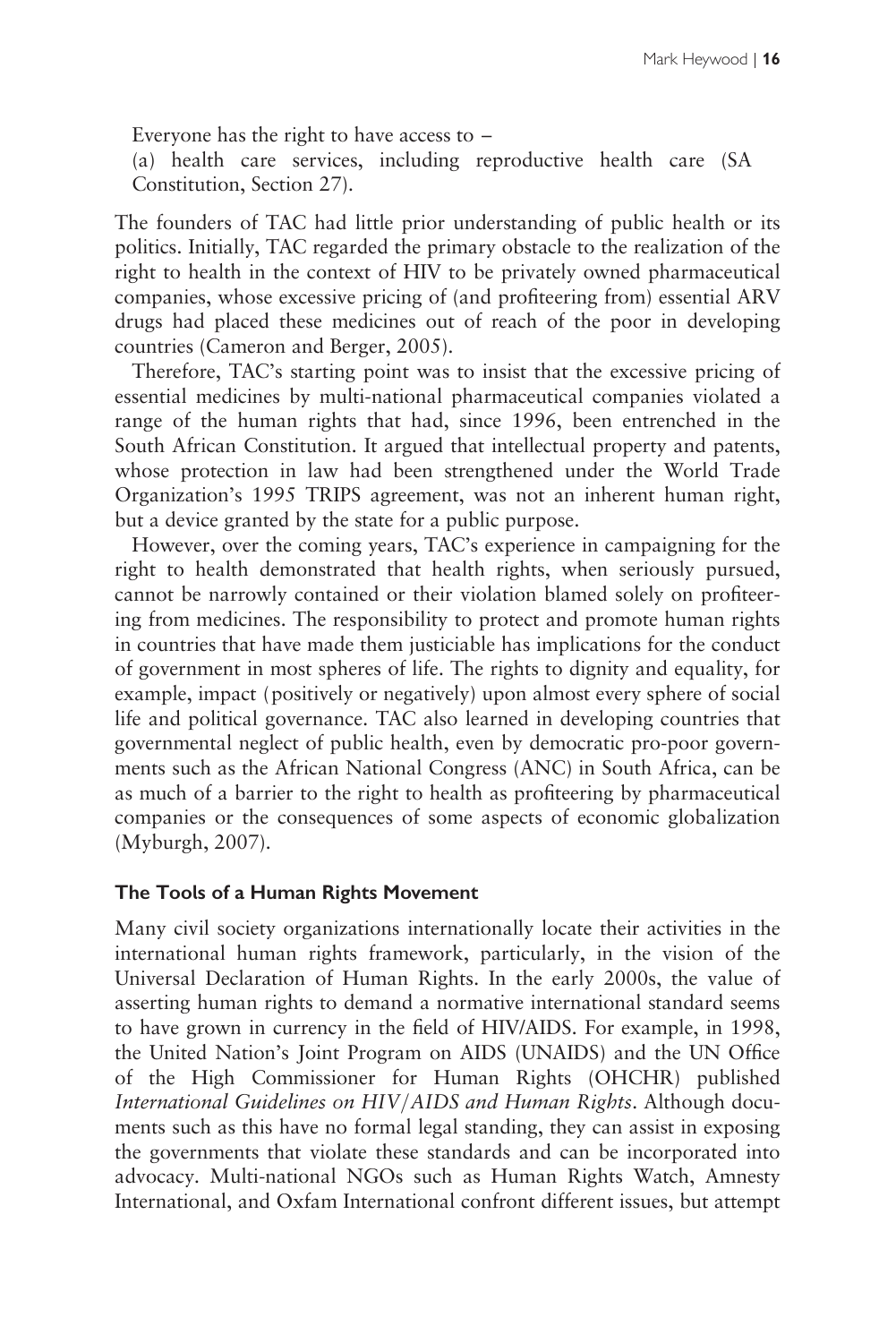Everyone has the right to have access to –

(a) health care services, including reproductive health care (SA Constitution, Section 27).

The founders of TAC had little prior understanding of public health or its politics. Initially, TAC regarded the primary obstacle to the realization of the right to health in the context of HIV to be privately owned pharmaceutical companies, whose excessive pricing of (and profiteering from) essential ARV drugs had placed these medicines out of reach of the poor in developing countries (Cameron and Berger, 2005).

Therefore, TAC's starting point was to insist that the excessive pricing of essential medicines by multi-national pharmaceutical companies violated a range of the human rights that had, since 1996, been entrenched in the South African Constitution. It argued that intellectual property and patents, whose protection in law had been strengthened under the World Trade Organization's 1995 TRIPS agreement, was not an inherent human right, but a device granted by the state for a public purpose.

However, over the coming years, TAC's experience in campaigning for the right to health demonstrated that health rights, when seriously pursued, cannot be narrowly contained or their violation blamed solely on profiteering from medicines. The responsibility to protect and promote human rights in countries that have made them justiciable has implications for the conduct of government in most spheres of life. The rights to dignity and equality, for example, impact (positively or negatively) upon almost every sphere of social life and political governance. TAC also learned in developing countries that governmental neglect of public health, even by democratic pro-poor governments such as the African National Congress (ANC) in South Africa, can be as much of a barrier to the right to health as profiteering by pharmaceutical companies or the consequences of some aspects of economic globalization (Myburgh, 2007).

### The Tools of a Human Rights Movement

Many civil society organizations internationally locate their activities in the international human rights framework, particularly, in the vision of the Universal Declaration of Human Rights. In the early 2000s, the value of asserting human rights to demand a normative international standard seems to have grown in currency in the field of HIV/AIDS. For example, in 1998, the United Nation's Joint Program on AIDS (UNAIDS) and the UN Office of the High Commissioner for Human Rights (OHCHR) published *International Guidelines on HIV/AIDS and Human Rights*. Although documents such as this have no formal legal standing, they can assist in exposing the governments that violate these standards and can be incorporated into advocacy. Multi-national NGOs such as Human Rights Watch, Amnesty International, and Oxfam International confront different issues, but attempt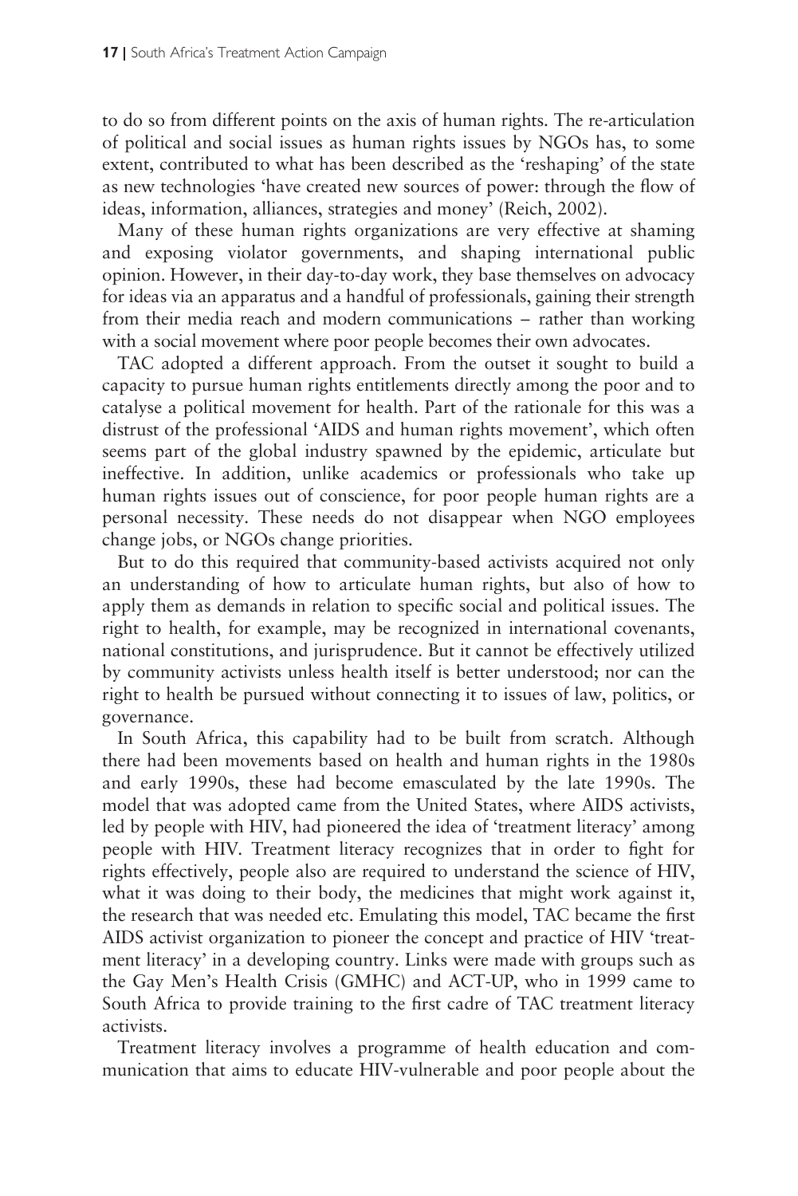to do so from different points on the axis of human rights. The re-articulation of political and social issues as human rights issues by NGOs has, to some extent, contributed to what has been described as the 'reshaping' of the state as new technologies 'have created new sources of power: through the flow of ideas, information, alliances, strategies and money' (Reich, 2002).

Many of these human rights organizations are very effective at shaming and exposing violator governments, and shaping international public opinion. However, in their day-to-day work, they base themselves on advocacy for ideas via an apparatus and a handful of professionals, gaining their strength from their media reach and modern communications – rather than working with a social movement where poor people becomes their own advocates.

TAC adopted a different approach. From the outset it sought to build a capacity to pursue human rights entitlements directly among the poor and to catalyse a political movement for health. Part of the rationale for this was a distrust of the professional 'AIDS and human rights movement', which often seems part of the global industry spawned by the epidemic, articulate but ineffective. In addition, unlike academics or professionals who take up human rights issues out of conscience, for poor people human rights are a personal necessity. These needs do not disappear when NGO employees change jobs, or NGOs change priorities.

But to do this required that community-based activists acquired not only an understanding of how to articulate human rights, but also of how to apply them as demands in relation to specific social and political issues. The right to health, for example, may be recognized in international covenants, national constitutions, and jurisprudence. But it cannot be effectively utilized by community activists unless health itself is better understood; nor can the right to health be pursued without connecting it to issues of law, politics, or governance.

In South Africa, this capability had to be built from scratch. Although there had been movements based on health and human rights in the 1980s and early 1990s, these had become emasculated by the late 1990s. The model that was adopted came from the United States, where AIDS activists, led by people with HIV, had pioneered the idea of 'treatment literacy' among people with HIV. Treatment literacy recognizes that in order to fight for rights effectively, people also are required to understand the science of HIV, what it was doing to their body, the medicines that might work against it, the research that was needed etc. Emulating this model, TAC became the first AIDS activist organization to pioneer the concept and practice of HIV 'treatment literacy' in a developing country. Links were made with groups such as the Gay Men's Health Crisis (GMHC) and ACT-UP, who in 1999 came to South Africa to provide training to the first cadre of TAC treatment literacy activists.

Treatment literacy involves a programme of health education and communication that aims to educate HIV-vulnerable and poor people about the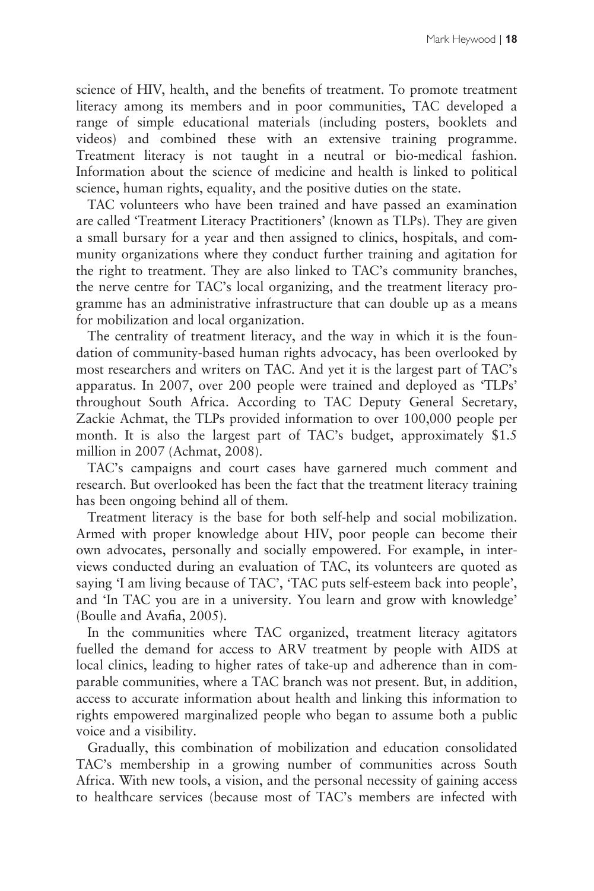science of HIV, health, and the benefits of treatment. To promote treatment literacy among its members and in poor communities, TAC developed a range of simple educational materials (including posters, booklets and videos) and combined these with an extensive training programme. Treatment literacy is not taught in a neutral or bio-medical fashion. Information about the science of medicine and health is linked to political science, human rights, equality, and the positive duties on the state.

TAC volunteers who have been trained and have passed an examination are called 'Treatment Literacy Practitioners' (known as TLPs). They are given a small bursary for a year and then assigned to clinics, hospitals, and community organizations where they conduct further training and agitation for the right to treatment. They are also linked to TAC's community branches, the nerve centre for TAC's local organizing, and the treatment literacy programme has an administrative infrastructure that can double up as a means for mobilization and local organization.

The centrality of treatment literacy, and the way in which it is the foundation of community-based human rights advocacy, has been overlooked by most researchers and writers on TAC. And yet it is the largest part of TAC's apparatus. In 2007, over 200 people were trained and deployed as 'TLPs' throughout South Africa. According to TAC Deputy General Secretary, Zackie Achmat, the TLPs provided information to over 100,000 people per month. It is also the largest part of TAC's budget, approximately $1.5 million in 2007 (Achmat, 2008).

TAC's campaigns and court cases have garnered much comment and research. But overlooked has been the fact that the treatment literacy training has been ongoing behind all of them.

Treatment literacy is the base for both self-help and social mobilization. Armed with proper knowledge about HIV, poor people can become their own advocates, personally and socially empowered. For example, in interviews conducted during an evaluation of TAC, its volunteers are quoted as saying 'I am living because of TAC', 'TAC puts self-esteem back into people', and 'In TAC you are in a university. You learn and grow with knowledge' (Boulle and Avafia, 2005).

In the communities where TAC organized, treatment literacy agitators fuelled the demand for access to ARV treatment by people with AIDS at local clinics, leading to higher rates of take-up and adherence than in comparable communities, where a TAC branch was not present. But, in addition, access to accurate information about health and linking this information to rights empowered marginalized people who began to assume both a public voice and a visibility.

Gradually, this combination of mobilization and education consolidated TAC's membership in a growing number of communities across South Africa. With new tools, a vision, and the personal necessity of gaining access to healthcare services (because most of TAC's members are infected with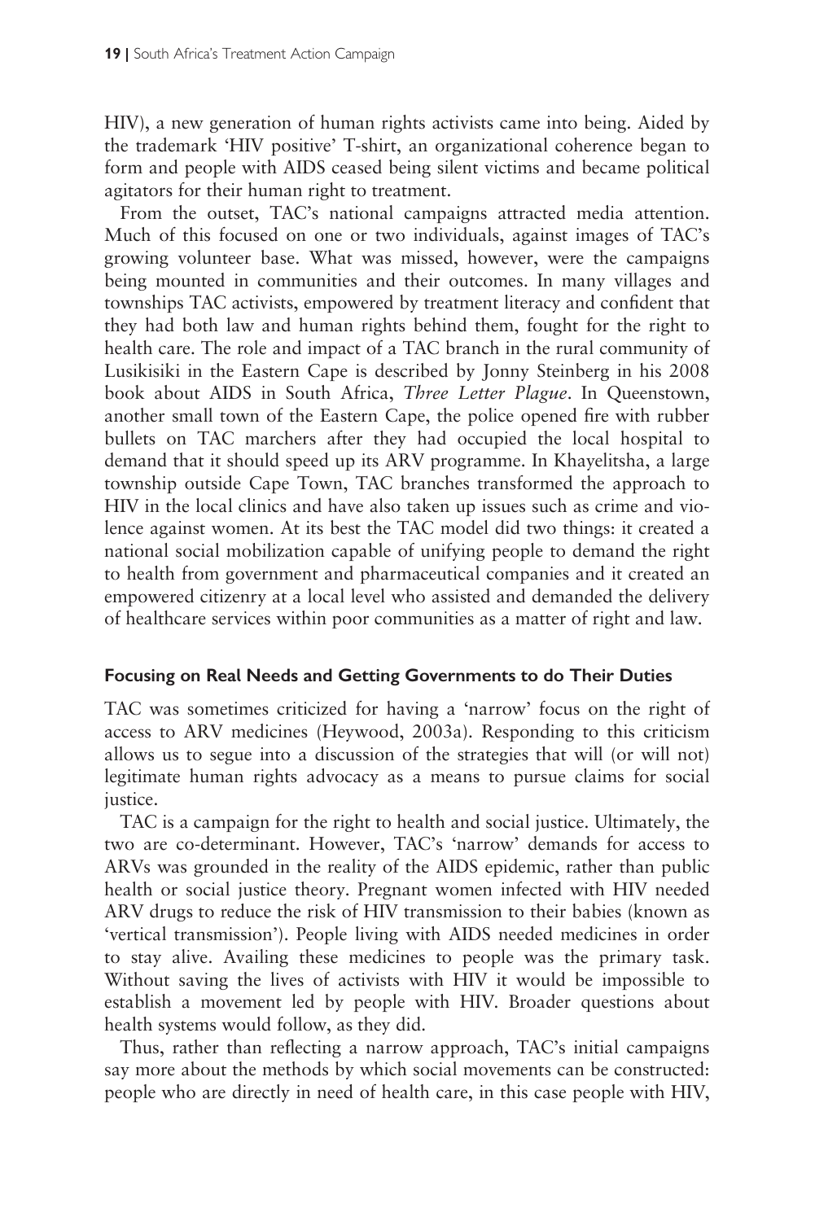HIV), a new generation of human rights activists came into being. Aided by the trademark 'HIV positive' T-shirt, an organizational coherence began to form and people with AIDS ceased being silent victims and became political agitators for their human right to treatment.

From the outset, TAC's national campaigns attracted media attention. Much of this focused on one or two individuals, against images of TAC's growing volunteer base. What was missed, however, were the campaigns being mounted in communities and their outcomes. In many villages and townships TAC activists, empowered by treatment literacy and confident that they had both law and human rights behind them, fought for the right to health care. The role and impact of a TAC branch in the rural community of Lusikisiki in the Eastern Cape is described by Jonny Steinberg in his 2008 book about AIDS in South Africa, *Three Letter Plague*. In Queenstown, another small town of the Eastern Cape, the police opened fire with rubber bullets on TAC marchers after they had occupied the local hospital to demand that it should speed up its ARV programme. In Khayelitsha, a large township outside Cape Town, TAC branches transformed the approach to HIV in the local clinics and have also taken up issues such as crime and violence against women. At its best the TAC model did two things: it created a national social mobilization capable of unifying people to demand the right to health from government and pharmaceutical companies and it created an empowered citizenry at a local level who assisted and demanded the delivery of healthcare services within poor communities as a matter of right and law.

### Focusing on Real Needs and Getting Governments to do Their Duties

TAC was sometimes criticized for having a 'narrow' focus on the right of access to ARV medicines (Heywood, 2003a). Responding to this criticism allows us to segue into a discussion of the strategies that will (or will not) legitimate human rights advocacy as a means to pursue claims for social justice.

TAC is a campaign for the right to health and social justice. Ultimately, the two are co-determinant. However, TAC's 'narrow' demands for access to ARVs was grounded in the reality of the AIDS epidemic, rather than public health or social justice theory. Pregnant women infected with HIV needed ARV drugs to reduce the risk of HIV transmission to their babies (known as 'vertical transmission'). People living with AIDS needed medicines in order to stay alive. Availing these medicines to people was the primary task. Without saving the lives of activists with HIV it would be impossible to establish a movement led by people with HIV. Broader questions about health systems would follow, as they did.

Thus, rather than reflecting a narrow approach, TAC's initial campaigns say more about the methods by which social movements can be constructed: people who are directly in need of health care, in this case people with HIV,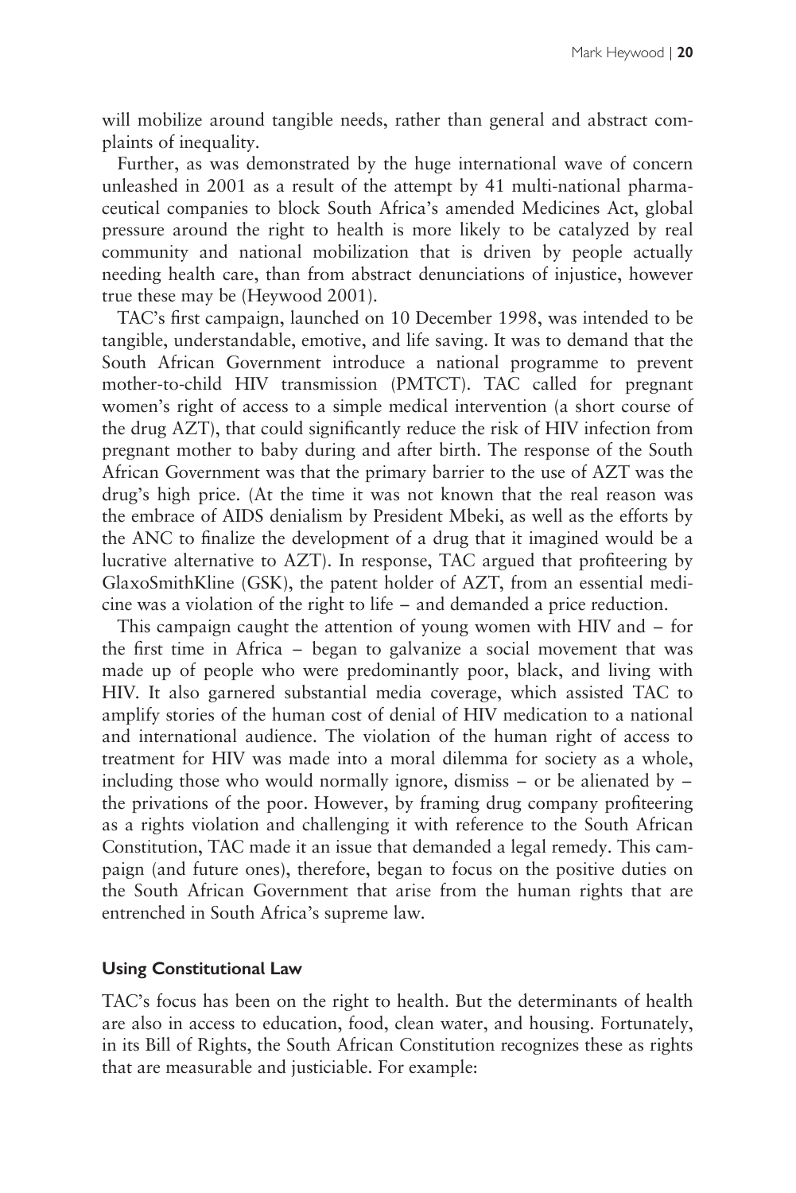will mobilize around tangible needs, rather than general and abstract complaints of inequality.

Further, as was demonstrated by the huge international wave of concern unleashed in 2001 as a result of the attempt by 41 multi-national pharmaceutical companies to block South Africa's amended Medicines Act, global pressure around the right to health is more likely to be catalyzed by real community and national mobilization that is driven by people actually needing health care, than from abstract denunciations of injustice, however true these may be (Heywood 2001).

TAC's first campaign, launched on 10 December 1998, was intended to be tangible, understandable, emotive, and life saving. It was to demand that the South African Government introduce a national programme to prevent mother-to-child HIV transmission (PMTCT). TAC called for pregnant women's right of access to a simple medical intervention (a short course of the drug AZT), that could significantly reduce the risk of HIV infection from pregnant mother to baby during and after birth. The response of the South African Government was that the primary barrier to the use of AZT was the drug's high price. (At the time it was not known that the real reason was the embrace of AIDS denialism by President Mbeki, as well as the efforts by the ANC to finalize the development of a drug that it imagined would be a lucrative alternative to AZT). In response, TAC argued that profiteering by GlaxoSmithKline (GSK), the patent holder of AZT, from an essential medicine was a violation of the right to life – and demanded a price reduction.

This campaign caught the attention of young women with HIV and – for the first time in Africa – began to galvanize a social movement that was made up of people who were predominantly poor, black, and living with HIV. It also garnered substantial media coverage, which assisted TAC to amplify stories of the human cost of denial of HIV medication to a national and international audience. The violation of the human right of access to treatment for HIV was made into a moral dilemma for society as a whole, including those who would normally ignore, dismiss – or be alienated by – the privations of the poor. However, by framing drug company profiteering as a rights violation and challenging it with reference to the South African Constitution, TAC made it an issue that demanded a legal remedy. This campaign (and future ones), therefore, began to focus on the positive duties on the South African Government that arise from the human rights that are entrenched in South Africa's supreme law.

### Using Constitutional Law

TAC's focus has been on the right to health. But the determinants of health are also in access to education, food, clean water, and housing. Fortunately, in its Bill of Rights, the South African Constitution recognizes these as rights that are measurable and justiciable. For example: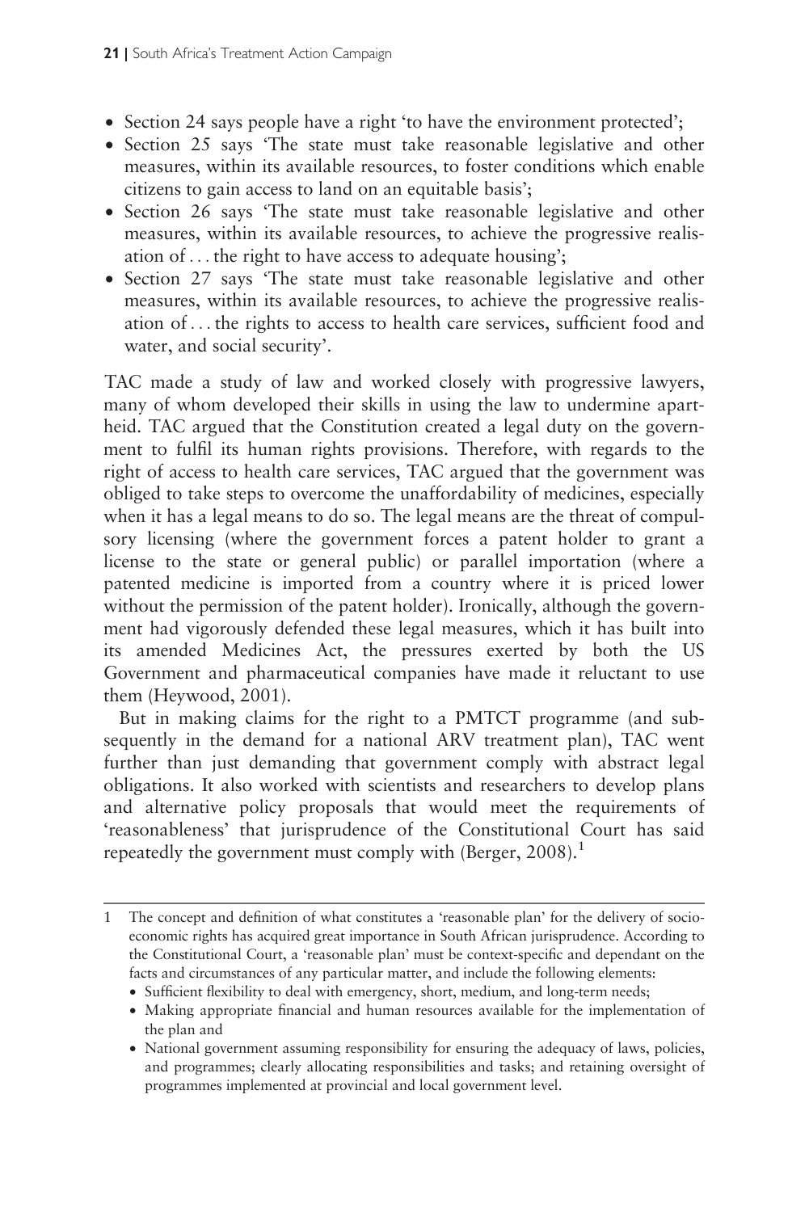- Section 24 says people have a right 'to have the environment protected';
- Section 25 says 'The state must take reasonable legislative and other measures, within its available resources, to foster conditions which enable citizens to gain access to land on an equitable basis';
- Section 26 says 'The state must take reasonable legislative and other measures, within its available resources, to achieve the progressive realisation of . . . the right to have access to adequate housing';
- Section 27 says 'The state must take reasonable legislative and other measures, within its available resources, to achieve the progressive realisation of . . . the rights to access to health care services, sufficient food and water, and social security'.

TAC made a study of law and worked closely with progressive lawyers, many of whom developed their skills in using the law to undermine apartheid. TAC argued that the Constitution created a legal duty on the government to fulfil its human rights provisions. Therefore, with regards to the right of access to health care services, TAC argued that the government was obliged to take steps to overcome the unaffordability of medicines, especially when it has a legal means to do so. The legal means are the threat of compulsory licensing (where the government forces a patent holder to grant a license to the state or general public) or parallel importation (where a patented medicine is imported from a country where it is priced lower without the permission of the patent holder). Ironically, although the government had vigorously defended these legal measures, which it has built into its amended Medicines Act, the pressures exerted by both the US Government and pharmaceutical companies have made it reluctant to use them (Heywood, 2001).

But in making claims for the right to a PMTCT programme (and subsequently in the demand for a national ARV treatment plan), TAC went further than just demanding that government comply with abstract legal obligations. It also worked with scientists and researchers to develop plans and alternative policy proposals that would meet the requirements of 'reasonableness' that jurisprudence of the Constitutional Court has said repeatedly the government must comply with (Berger, 2008).[1]

---

1 The concept and definition of what constitutes a 'reasonable plan' for the delivery of socio-economic rights has acquired great importance in South African jurisprudence. According to the Constitutional Court, a 'reasonable plan' must be context-specific and dependant on the facts and circumstances of any particular matter, and include the following elements:

- Sufficient flexibility to deal with emergency, short, medium, and long-term needs;
- Making appropriate financial and human resources available for the implementation of the plan and
- National government assuming responsibility for ensuring the adequacy of laws, policies, and programmes; clearly allocating responsibilities and tasks; and retaining oversight of programmes implemented at provincial and local government level.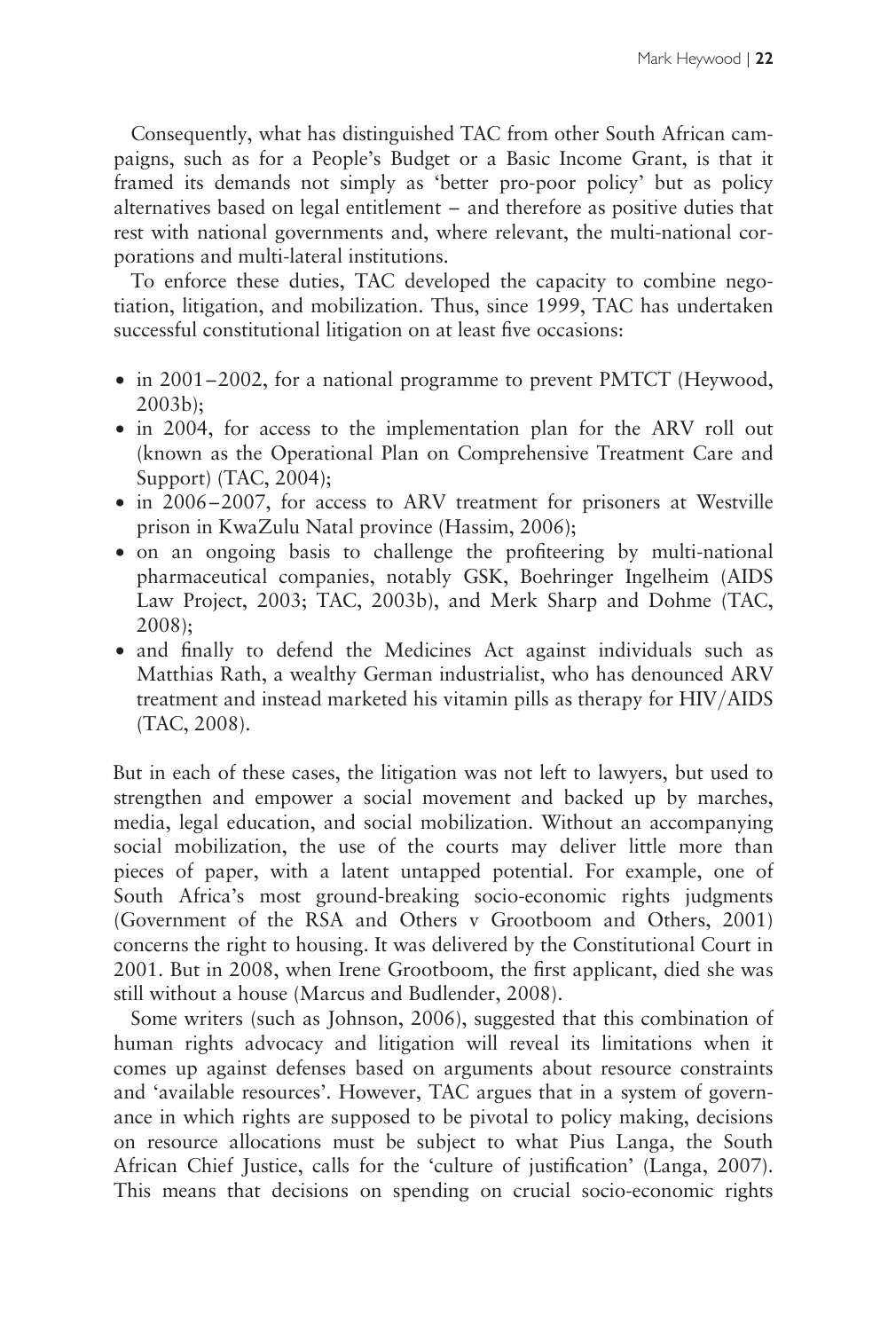Consequently, what has distinguished TAC from other South African campaigns, such as for a People's Budget or a Basic Income Grant, is that it framed its demands not simply as 'better pro-poor policy' but as policy alternatives based on legal entitlement – and therefore as positive duties that rest with national governments and, where relevant, the multi-national corporations and multi-lateral institutions.

To enforce these duties, TAC developed the capacity to combine negotiation, litigation, and mobilization. Thus, since 1999, TAC has undertaken successful constitutional litigation on at least five occasions:

- in 2001–2002, for a national programme to prevent PMTCT (Heywood, 2003b);
- in 2004, for access to the implementation plan for the ARV roll out (known as the Operational Plan on Comprehensive Treatment Care and Support) (TAC, 2004);
- in 2006–2007, for access to ARV treatment for prisoners at Westville prison in KwaZulu Natal province (Hassim, 2006);
- on an ongoing basis to challenge the profiteering by multi-national pharmaceutical companies, notably GSK, Boehringer Ingelheim (AIDS Law Project, 2003; TAC, 2003b), and Merk Sharp and Dohme (TAC, 2008);
- and finally to defend the Medicines Act against individuals such as Matthias Rath, a wealthy German industrialist, who has denounced ARV treatment and instead marketed his vitamin pills as therapy for HIV/AIDS (TAC, 2008).

But in each of these cases, the litigation was not left to lawyers, but used to strengthen and empower a social movement and backed up by marches, media, legal education, and social mobilization. Without an accompanying social mobilization, the use of the courts may deliver little more than pieces of paper, with a latent untapped potential. For example, one of South Africa's most ground-breaking socio-economic rights judgments (Government of the RSA and Others v Grootboom and Others, 2001) concerns the right to housing. It was delivered by the Constitutional Court in 2001. But in 2008, when Irene Grootboom, the first applicant, died she was still without a house (Marcus and Budlender, 2008).

Some writers (such as Johnson, 2006), suggested that this combination of human rights advocacy and litigation will reveal its limitations when it comes up against defenses based on arguments about resource constraints and 'available resources'. However, TAC argues that in a system of governance in which rights are supposed to be pivotal to policy making, decisions on resource allocations must be subject to what Pius Langa, the South African Chief Justice, calls for the 'culture of justification' (Langa, 2007). This means that decisions on spending on crucial socio-economic rights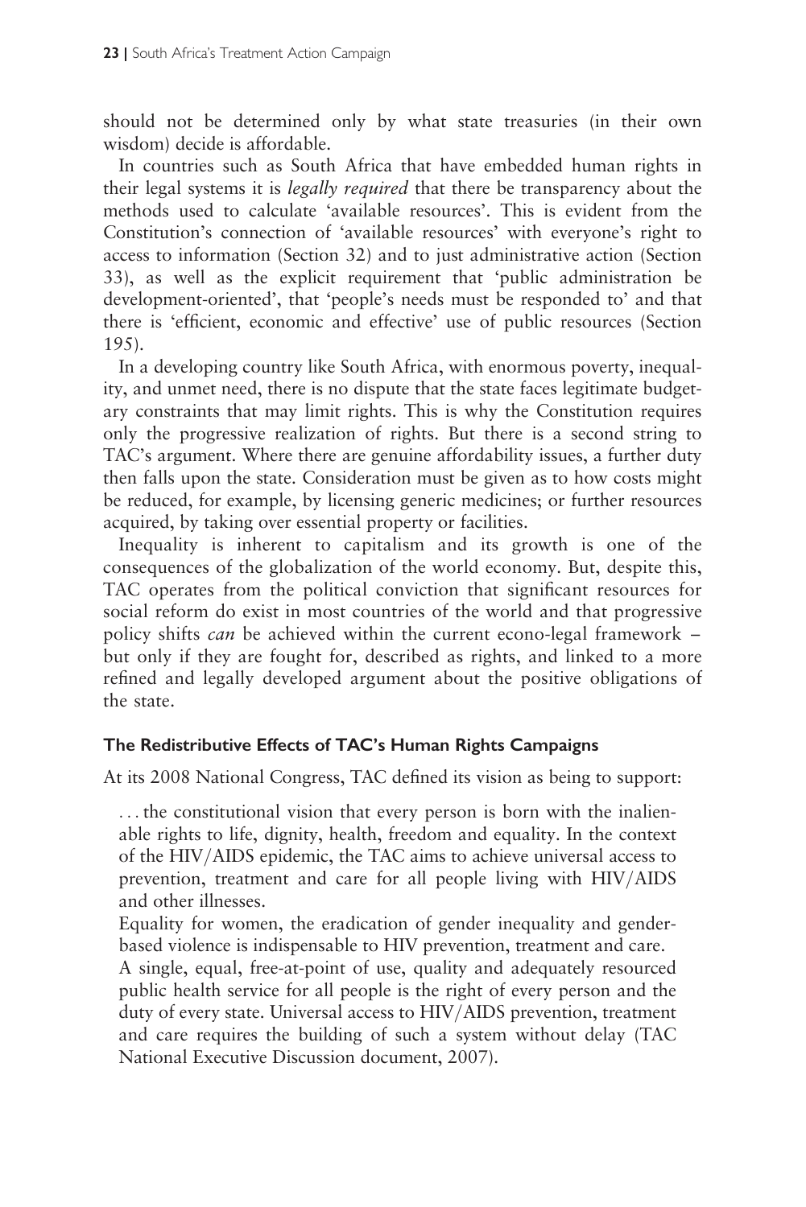should not be determined only by what state treasuries (in their own wisdom) decide is affordable.

In countries such as South Africa that have embedded human rights in their legal systems it is *legally required* that there be transparency about the methods used to calculate 'available resources'. This is evident from the Constitution's connection of 'available resources' with everyone's right to access to information (Section 32) and to just administrative action (Section 33), as well as the explicit requirement that 'public administration be development-oriented', that 'people's needs must be responded to' and that there is 'efficient, economic and effective' use of public resources (Section 195).

In a developing country like South Africa, with enormous poverty, inequality, and unmet need, there is no dispute that the state faces legitimate budgetary constraints that may limit rights. This is why the Constitution requires only the progressive realization of rights. But there is a second string to TAC's argument. Where there are genuine affordability issues, a further duty then falls upon the state. Consideration must be given as to how costs might be reduced, for example, by licensing generic medicines; or further resources acquired, by taking over essential property or facilities.

Inequality is inherent to capitalism and its growth is one of the consequences of the globalization of the world economy. But, despite this, TAC operates from the political conviction that significant resources for social reform do exist in most countries of the world and that progressive policy shifts *can* be achieved within the current econo-legal framework – but only if they are fought for, described as rights, and linked to a more refined and legally developed argument about the positive obligations of the state.

### The Redistributive Effects of TAC's Human Rights Campaigns

At its 2008 National Congress, TAC defined its vision as being to support:

> ... the constitutional vision that every person is born with the inalienable rights to life, dignity, health, freedom and equality. In the context of the HIV/AIDS epidemic, the TAC aims to achieve universal access to prevention, treatment and care for all people living with HIV/AIDS and other illnesses.
>
> Equality for women, the eradication of gender inequality and gender-based violence is indispensable to HIV prevention, treatment and care.
>
> A single, equal, free-at-point of use, quality and adequately resourced public health service for all people is the right of every person and the duty of every state. Universal access to HIV/AIDS prevention, treatment and care requires the building of such a system without delay (TAC National Executive Discussion document, 2007).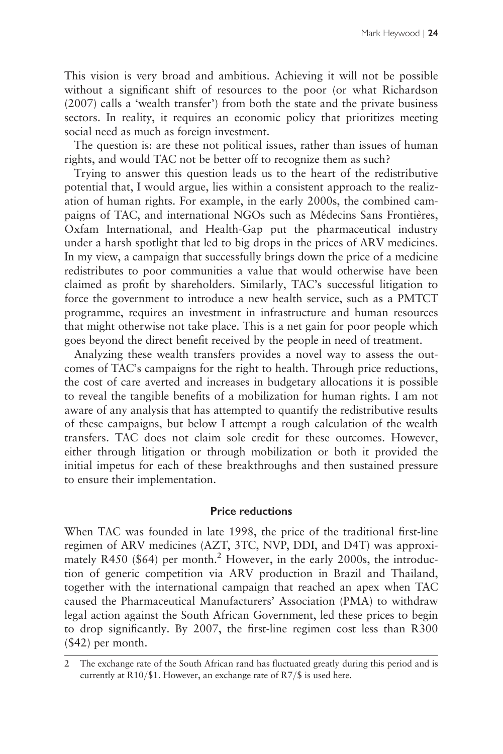This vision is very broad and ambitious. Achieving it will not be possible without a significant shift of resources to the poor (or what Richardson (2007) calls a 'wealth transfer') from both the state and the private business sectors. In reality, it requires an economic policy that prioritizes meeting social need as much as foreign investment.

The question is: are these not political issues, rather than issues of human rights, and would TAC not be better off to recognize them as such?

Trying to answer this question leads us to the heart of the redistributive potential that, I would argue, lies within a consistent approach to the realization of human rights. For example, in the early 2000s, the combined campaigns of TAC, and international NGOs such as Médecins Sans Frontières, Oxfam International, and Health-Gap put the pharmaceutical industry under a harsh spotlight that led to big drops in the prices of ARV medicines. In my view, a campaign that successfully brings down the price of a medicine redistributes to poor communities a value that would otherwise have been claimed as profit by shareholders. Similarly, TAC's successful litigation to force the government to introduce a new health service, such as a PMTCT programme, requires an investment in infrastructure and human resources that might otherwise not take place. This is a net gain for poor people which goes beyond the direct benefit received by the people in need of treatment.

Analyzing these wealth transfers provides a novel way to assess the outcomes of TAC's campaigns for the right to health. Through price reductions, the cost of care averted and increases in budgetary allocations it is possible to reveal the tangible benefits of a mobilization for human rights. I am not aware of any analysis that has attempted to quantify the redistributive results of these campaigns, but below I attempt a rough calculation of the wealth transfers. TAC does not claim sole credit for these outcomes. However, either through litigation or through mobilization or both it provided the initial impetus for each of these breakthroughs and then sustained pressure to ensure their implementation.

### Price reductions

When TAC was founded in late 1998, the price of the traditional first-line regimen of ARV medicines (AZT, 3TC, NVP, DDI, and D4T) was approximately R450 ($64) per month.[2] However, in the early 2000s, the introduction of generic competition via ARV production in Brazil and Thailand, together with the international campaign that reached an apex when TAC caused the Pharmaceutical Manufacturers' Association (PMA) to withdraw legal action against the South African Government, led these prices to begin to drop significantly. By 2007, the first-line regimen cost less than R300 ($42) per month.

2 The exchange rate of the South African rand has fluctuated greatly during this period and is currently at R10/$1. However, an exchange rate of R7/$ is used here.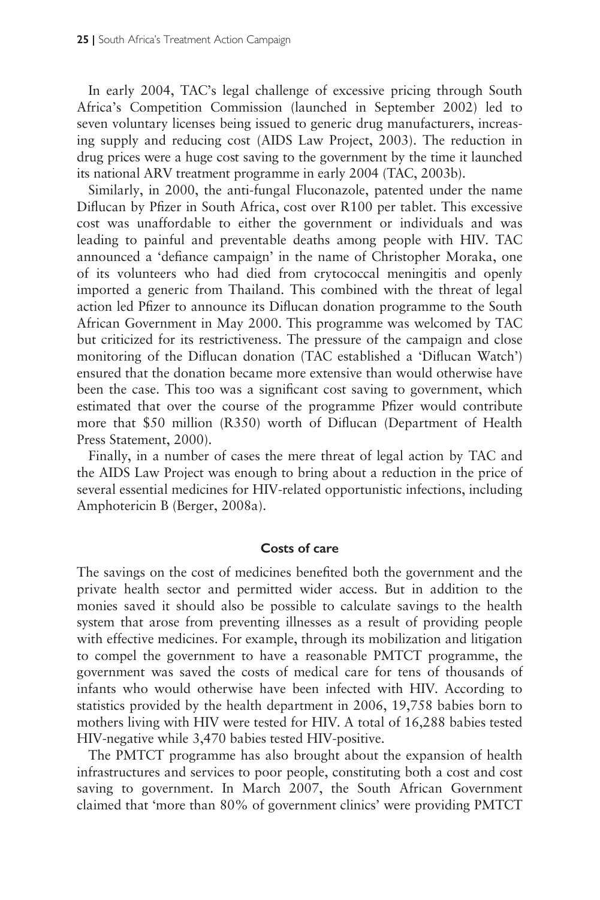In early 2004, TAC's legal challenge of excessive pricing through South Africa's Competition Commission (launched in September 2002) led to seven voluntary licenses being issued to generic drug manufacturers, increasing supply and reducing cost (AIDS Law Project, 2003). The reduction in drug prices were a huge cost saving to the government by the time it launched its national ARV treatment programme in early 2004 (TAC, 2003b).

Similarly, in 2000, the anti-fungal Fluconazole, patented under the name Diflucan by Pfizer in South Africa, cost over R100 per tablet. This excessive cost was unaffordable to either the government or individuals and was leading to painful and preventable deaths among people with HIV. TAC announced a 'defiance campaign' in the name of Christopher Moraka, one of its volunteers who had died from crytococcal meningitis and openly imported a generic from Thailand. This combined with the threat of legal action led Pfizer to announce its Diflucan donation programme to the South African Government in May 2000. This programme was welcomed by TAC but criticized for its restrictiveness. The pressure of the campaign and close monitoring of the Diflucan donation (TAC established a 'Diflucan Watch') ensured that the donation became more extensive than would otherwise have been the case. This too was a significant cost saving to government, which estimated that over the course of the programme Pfizer would contribute more that $50 million (R350) worth of Diflucan (Department of Health Press Statement, 2000).

Finally, in a number of cases the mere threat of legal action by TAC and the AIDS Law Project was enough to bring about a reduction in the price of several essential medicines for HIV-related opportunistic infections, including Amphotericin B (Berger, 2008a).

### Costs of care

The savings on the cost of medicines benefited both the government and the private health sector and permitted wider access. But in addition to the monies saved it should also be possible to calculate savings to the health system that arose from preventing illnesses as a result of providing people with effective medicines. For example, through its mobilization and litigation to compel the government to have a reasonable PMTCT programme, the government was saved the costs of medical care for tens of thousands of infants who would otherwise have been infected with HIV. According to statistics provided by the health department in 2006, 19,758 babies born to mothers living with HIV were tested for HIV. A total of 16,288 babies tested HIV-negative while 3,470 babies tested HIV-positive.

The PMTCT programme has also brought about the expansion of health infrastructures and services to poor people, constituting both a cost and cost saving to government. In March 2007, the South African Government claimed that 'more than 80% of government clinics' were providing PMTCT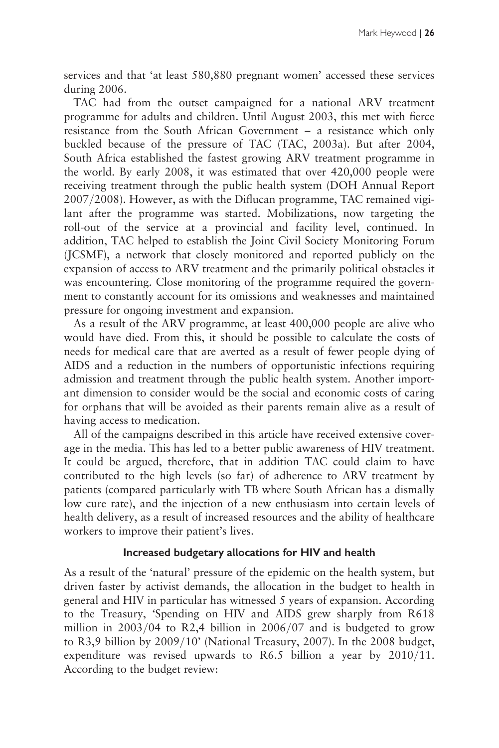services and that 'at least 580,880 pregnant women' accessed these services during 2006.

TAC had from the outset campaigned for a national ARV treatment programme for adults and children. Until August 2003, this met with fierce resistance from the South African Government – a resistance which only buckled because of the pressure of TAC (TAC, 2003a). But after 2004, South Africa established the fastest growing ARV treatment programme in the world. By early 2008, it was estimated that over 420,000 people were receiving treatment through the public health system (DOH Annual Report 2007/2008). However, as with the Diflucan programme, TAC remained vigilant after the programme was started. Mobilizations, now targeting the roll-out of the service at a provincial and facility level, continued. In addition, TAC helped to establish the Joint Civil Society Monitoring Forum (JCSMF), a network that closely monitored and reported publicly on the expansion of access to ARV treatment and the primarily political obstacles it was encountering. Close monitoring of the programme required the government to constantly account for its omissions and weaknesses and maintained pressure for ongoing investment and expansion.

As a result of the ARV programme, at least 400,000 people are alive who would have died. From this, it should be possible to calculate the costs of needs for medical care that are averted as a result of fewer people dying of AIDS and a reduction in the numbers of opportunistic infections requiring admission and treatment through the public health system. Another important dimension to consider would be the social and economic costs of caring for orphans that will be avoided as their parents remain alive as a result of having access to medication.

All of the campaigns described in this article have received extensive coverage in the media. This has led to a better public awareness of HIV treatment. It could be argued, therefore, that in addition TAC could claim to have contributed to the high levels (so far) of adherence to ARV treatment by patients (compared particularly with TB where South African has a dismally low cure rate), and the injection of a new enthusiasm into certain levels of health delivery, as a result of increased resources and the ability of healthcare workers to improve their patient's lives.

### Increased budgetary allocations for HIV and health

As a result of the 'natural' pressure of the epidemic on the health system, but driven faster by activist demands, the allocation in the budget to health in general and HIV in particular has witnessed 5 years of expansion. According to the Treasury, 'Spending on HIV and AIDS grew sharply from R618 million in 2003/04 to R2,4 billion in 2006/07 and is budgeted to grow to R3,9 billion by 2009/10' (National Treasury, 2007). In the 2008 budget, expenditure was revised upwards to R6.5 billion a year by 2010/11. According to the budget review: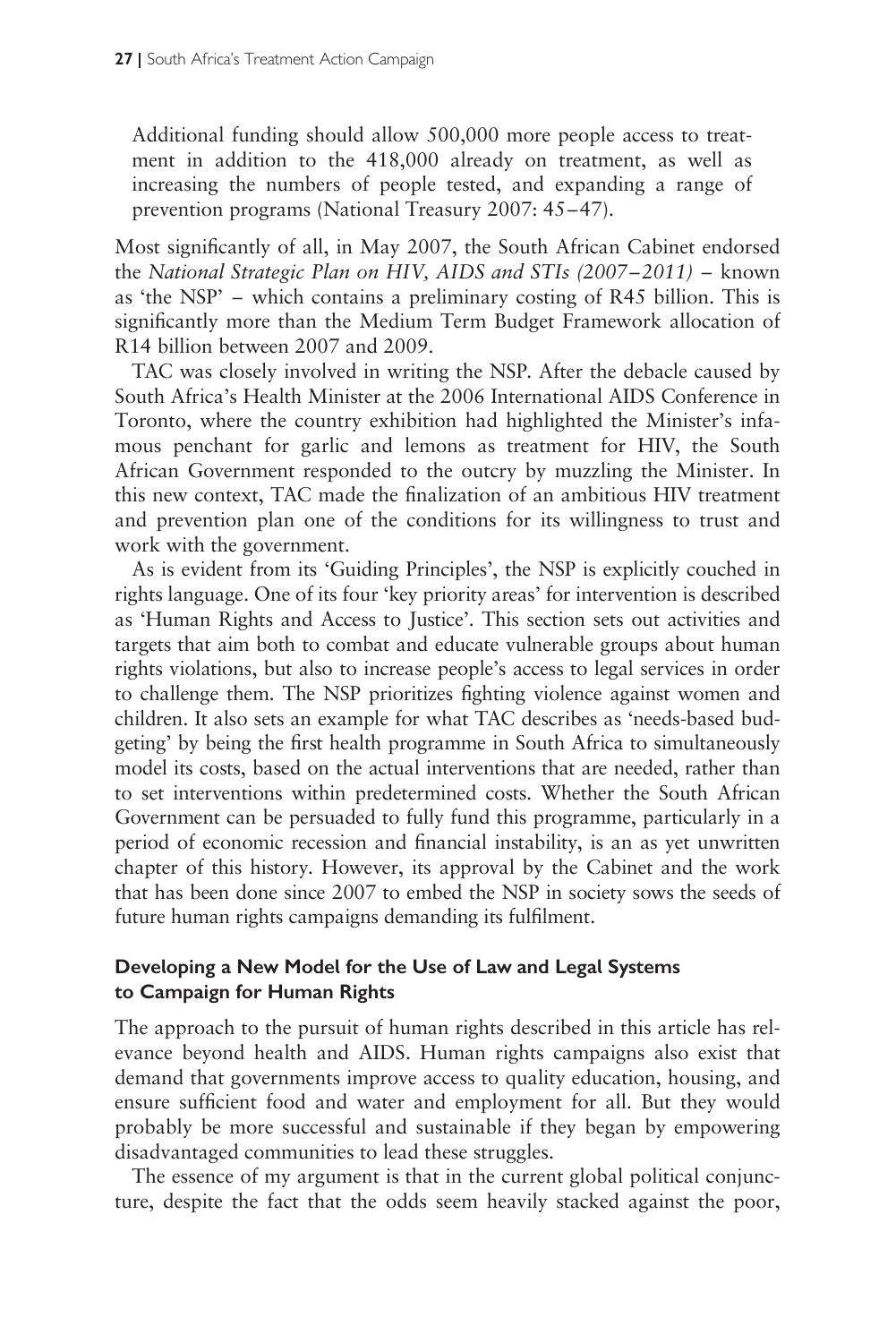Additional funding should allow 500,000 more people access to treatment in addition to the 418,000 already on treatment, as well as increasing the numbers of people tested, and expanding a range of prevention programs (National Treasury 2007: 45–47).

Most significantly of all, in May 2007, the South African Cabinet endorsed the *National Strategic Plan on HIV, AIDS and STIs (2007–2011)* – known as 'the NSP' – which contains a preliminary costing of R45 billion. This is significantly more than the Medium Term Budget Framework allocation of R14 billion between 2007 and 2009.

TAC was closely involved in writing the NSP. After the debacle caused by South Africa's Health Minister at the 2006 International AIDS Conference in Toronto, where the country exhibition had highlighted the Minister's infamous penchant for garlic and lemons as treatment for HIV, the South African Government responded to the outcry by muzzling the Minister. In this new context, TAC made the finalization of an ambitious HIV treatment and prevention plan one of the conditions for its willingness to trust and work with the government.

As is evident from its 'Guiding Principles', the NSP is explicitly couched in rights language. One of its four 'key priority areas' for intervention is described as 'Human Rights and Access to Justice'. This section sets out activities and targets that aim both to combat and educate vulnerable groups about human rights violations, but also to increase people's access to legal services in order to challenge them. The NSP prioritizes fighting violence against women and children. It also sets an example for what TAC describes as 'needs-based budgeting' by being the first health programme in South Africa to simultaneously model its costs, based on the actual interventions that are needed, rather than to set interventions within predetermined costs. Whether the South African Government can be persuaded to fully fund this programme, particularly in a period of economic recession and financial instability, is an as yet unwritten chapter of this history. However, its approval by the Cabinet and the work that has been done since 2007 to embed the NSP in society sows the seeds of future human rights campaigns demanding its fulfilment.

### Developing a New Model for the Use of Law and Legal Systems to Campaign for Human Rights

The approach to the pursuit of human rights described in this article has relevance beyond health and AIDS. Human rights campaigns also exist that demand that governments improve access to quality education, housing, and ensure sufficient food and water and employment for all. But they would probably be more successful and sustainable if they began by empowering disadvantaged communities to lead these struggles.

The essence of my argument is that in the current global political conjuncture, despite the fact that the odds seem heavily stacked against the poor,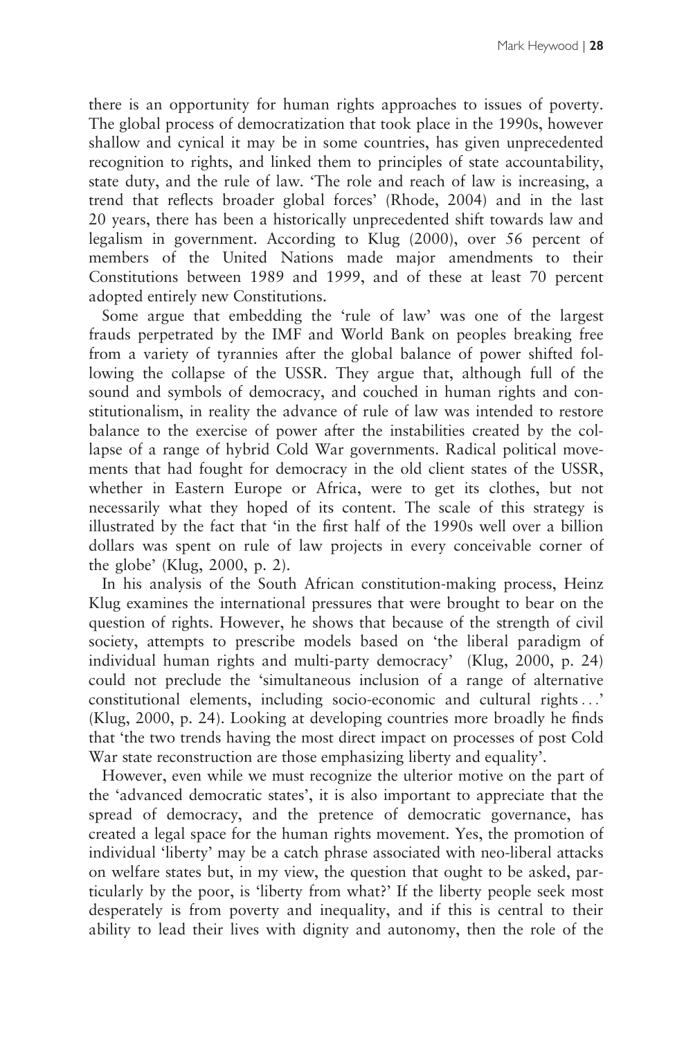there is an opportunity for human rights approaches to issues of poverty. The global process of democratization that took place in the 1990s, however shallow and cynical it may be in some countries, has given unprecedented recognition to rights, and linked them to principles of state accountability, state duty, and the rule of law. 'The role and reach of law is increasing, a trend that reflects broader global forces' (Rhode, 2004) and in the last 20 years, there has been a historically unprecedented shift towards law and legalism in government. According to Klug (2000), over 56 percent of members of the United Nations made major amendments to their Constitutions between 1989 and 1999, and of these at least 70 percent adopted entirely new Constitutions.

Some argue that embedding the 'rule of law' was one of the largest frauds perpetrated by the IMF and World Bank on peoples breaking free from a variety of tyrannies after the global balance of power shifted following the collapse of the USSR. They argue that, although full of the sound and symbols of democracy, and couched in human rights and constitutionalism, in reality the advance of rule of law was intended to restore balance to the exercise of power after the instabilities created by the collapse of a range of hybrid Cold War governments. Radical political movements that had fought for democracy in the old client states of the USSR, whether in Eastern Europe or Africa, were to get its clothes, but not necessarily what they hoped of its content. The scale of this strategy is illustrated by the fact that 'in the first half of the 1990s well over a billion dollars was spent on rule of law projects in every conceivable corner of the globe' (Klug, 2000, p. 2).

In his analysis of the South African constitution-making process, Heinz Klug examines the international pressures that were brought to bear on the question of rights. However, he shows that because of the strength of civil society, attempts to prescribe models based on 'the liberal paradigm of individual human rights and multi-party democracy' (Klug, 2000, p. 24) could not preclude the 'simultaneous inclusion of a range of alternative constitutional elements, including socio-economic and cultural rights...' (Klug, 2000, p. 24). Looking at developing countries more broadly he finds that 'the two trends having the most direct impact on processes of post Cold War state reconstruction are those emphasizing liberty and equality'.

However, even while we must recognize the ulterior motive on the part of the 'advanced democratic states', it is also important to appreciate that the spread of democracy, and the pretence of democratic governance, has created a legal space for the human rights movement. Yes, the promotion of individual 'liberty' may be a catch phrase associated with neo-liberal attacks on welfare states but, in my view, the question that ought to be asked, particularly by the poor, is 'liberty from what?' If the liberty people seek most desperately is from poverty and inequality, and if this is central to their ability to lead their lives with dignity and autonomy, then the role of the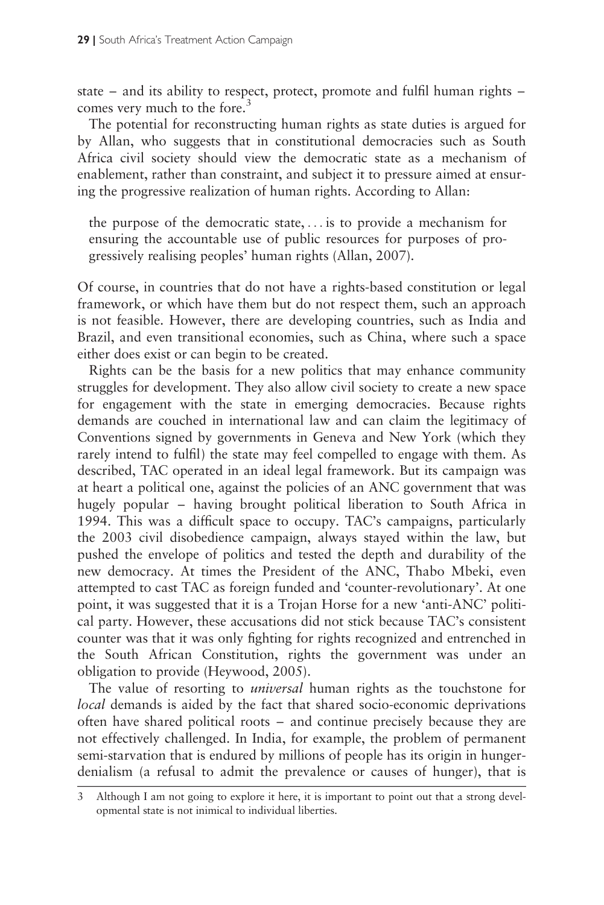state – and its ability to respect, protect, promote and fulfil human rights – comes very much to the fore.[3]

The potential for reconstructing human rights as state duties is argued for by Allan, who suggests that in constitutional democracies such as South Africa civil society should view the democratic state as a mechanism of enablement, rather than constraint, and subject it to pressure aimed at ensuring the progressive realization of human rights. According to Allan:

> the purpose of the democratic state, . . . is to provide a mechanism for ensuring the accountable use of public resources for purposes of progressively realising peoples' human rights (Allan, 2007).

Of course, in countries that do not have a rights-based constitution or legal framework, or which have them but do not respect them, such an approach is not feasible. However, there are developing countries, such as India and Brazil, and even transitional economies, such as China, where such a space either does exist or can begin to be created.

Rights can be the basis for a new politics that may enhance community struggles for development. They also allow civil society to create a new space for engagement with the state in emerging democracies. Because rights demands are couched in international law and can claim the legitimacy of Conventions signed by governments in Geneva and New York (which they rarely intend to fulfil) the state may feel compelled to engage with them. As described, TAC operated in an ideal legal framework. But its campaign was at heart a political one, against the policies of an ANC government that was hugely popular – having brought political liberation to South Africa in 1994. This was a difficult space to occupy. TAC's campaigns, particularly the 2003 civil disobedience campaign, always stayed within the law, but pushed the envelope of politics and tested the depth and durability of the new democracy. At times the President of the ANC, Thabo Mbeki, even attempted to cast TAC as foreign funded and 'counter-revolutionary'. At one point, it was suggested that it is a Trojan Horse for a new 'anti-ANC' political party. However, these accusations did not stick because TAC's consistent counter was that it was only fighting for rights recognized and entrenched in the South African Constitution, rights the government was under an obligation to provide (Heywood, 2005).

The value of resorting to *universal* human rights as the touchstone for *local* demands is aided by the fact that shared socio-economic deprivations often have shared political roots – and continue precisely because they are not effectively challenged. In India, for example, the problem of permanent semi-starvation that is endured by millions of people has its origin in hunger-denialism (a refusal to admit the prevalence or causes of hunger), that is

3 Although I am not going to explore it here, it is important to point out that a strong developmental state is not inimical to individual liberties.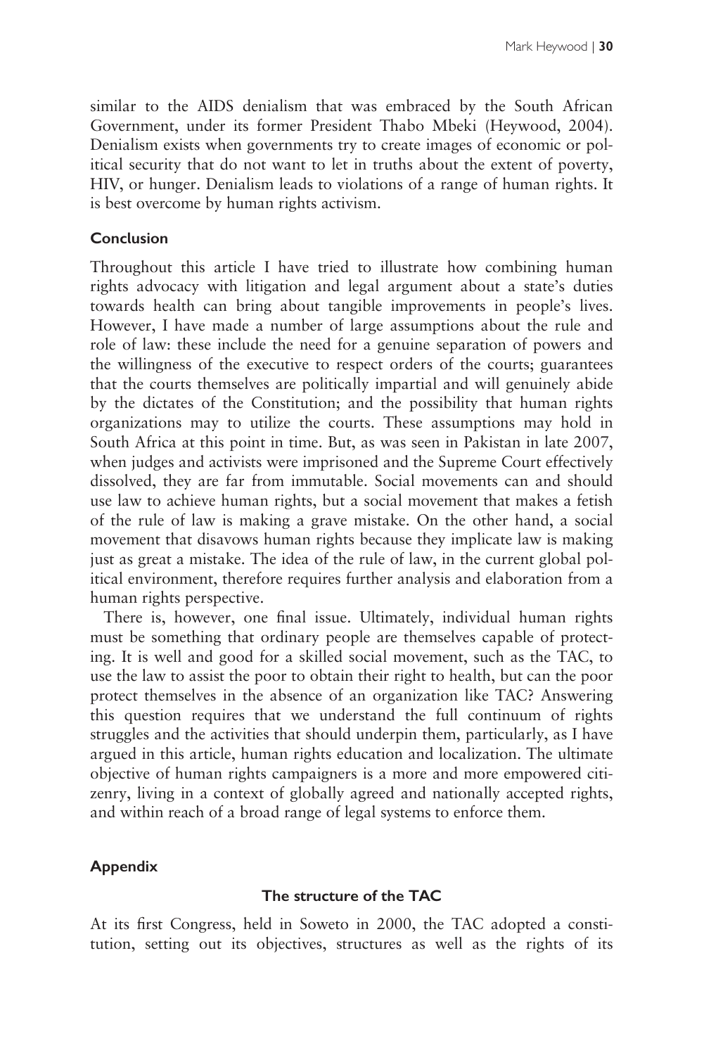similar to the AIDS denialism that was embraced by the South African Government, under its former President Thabo Mbeki (Heywood, 2004). Denialism exists when governments try to create images of economic or political security that do not want to let in truths about the extent of poverty, HIV, or hunger. Denialism leads to violations of a range of human rights. It is best overcome by human rights activism.

## Conclusion

Throughout this article I have tried to illustrate how combining human rights advocacy with litigation and legal argument about a state's duties towards health can bring about tangible improvements in people's lives. However, I have made a number of large assumptions about the rule and role of law: these include the need for a genuine separation of powers and the willingness of the executive to respect orders of the courts; guarantees that the courts themselves are politically impartial and will genuinely abide by the dictates of the Constitution; and the possibility that human rights organizations may to utilize the courts. These assumptions may hold in South Africa at this point in time. But, as was seen in Pakistan in late 2007, when judges and activists were imprisoned and the Supreme Court effectively dissolved, they are far from immutable. Social movements can and should use law to achieve human rights, but a social movement that makes a fetish of the rule of law is making a grave mistake. On the other hand, a social movement that disavows human rights because they implicate law is making just as great a mistake. The idea of the rule of law, in the current global political environment, therefore requires further analysis and elaboration from a human rights perspective.

There is, however, one final issue. Ultimately, individual human rights must be something that ordinary people are themselves capable of protecting. It is well and good for a skilled social movement, such as the TAC, to use the law to assist the poor to obtain their right to health, but can the poor protect themselves in the absence of an organization like TAC? Answering this question requires that we understand the full continuum of rights struggles and the activities that should underpin them, particularly, as I have argued in this article, human rights education and localization. The ultimate objective of human rights campaigners is a more and more empowered citizenry, living in a context of globally agreed and nationally accepted rights, and within reach of a broad range of legal systems to enforce them.

## Appendix

### The structure of the TAC

At its first Congress, held in Soweto in 2000, the TAC adopted a constitution, setting out its objectives, structures as well as the rights of its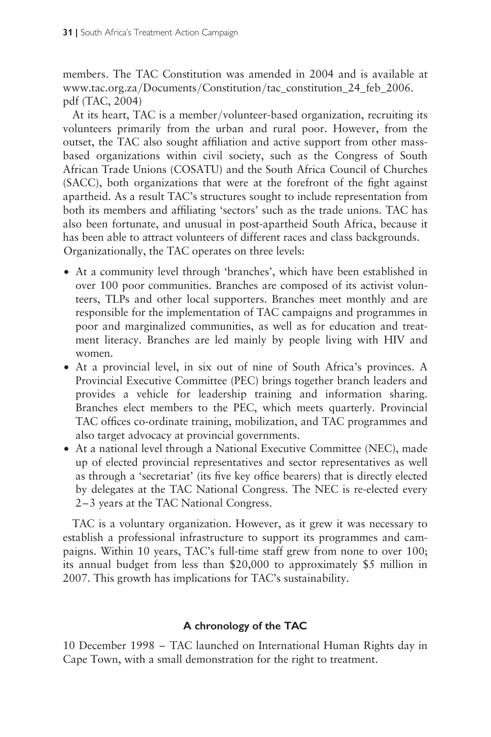members. The TAC Constitution was amended in 2004 and is available at www.tac.org.za/Documents/Constitution/tac_constitution_24_feb_2006.pdf (TAC, 2004)

At its heart, TAC is a member/volunteer-based organization, recruiting its volunteers primarily from the urban and rural poor. However, from the outset, the TAC also sought affiliation and active support from other mass-based organizations within civil society, such as the Congress of South African Trade Unions (COSATU) and the South Africa Council of Churches (SACC), both organizations that were at the forefront of the fight against apartheid. As a result TAC's structures sought to include representation from both its members and affiliating 'sectors' such as the trade unions. TAC has also been fortunate, and unusual in post-apartheid South Africa, because it has been able to attract volunteers of different races and class backgrounds.

Organizationally, the TAC operates on three levels:

- At a community level through 'branches', which have been established in over 100 poor communities. Branches are composed of its activist volunteers, TLPs and other local supporters. Branches meet monthly and are responsible for the implementation of TAC campaigns and programmes in poor and marginalized communities, as well as for education and treatment literacy. Branches are led mainly by people living with HIV and women.
- At a provincial level, in six out of nine of South Africa's provinces. A Provincial Executive Committee (PEC) brings together branch leaders and provides a vehicle for leadership training and information sharing. Branches elect members to the PEC, which meets quarterly. Provincial TAC offices co-ordinate training, mobilization, and TAC programmes and also target advocacy at provincial governments.
- At a national level through a National Executive Committee (NEC), made up of elected provincial representatives and sector representatives as well as through a 'secretariat' (its five key office bearers) that is directly elected by delegates at the TAC National Congress. The NEC is re-elected every 2–3 years at the TAC National Congress.

TAC is a voluntary organization. However, as it grew it was necessary to establish a professional infrastructure to support its programmes and campaigns. Within 10 years, TAC's full-time staff grew from none to over 100; its annual budget from less than $20,000 to approximately $5 million in 2007. This growth has implications for TAC's sustainability.

### A chronology of the TAC

10 December 1998 – TAC launched on International Human Rights day in Cape Town, with a small demonstration for the right to treatment.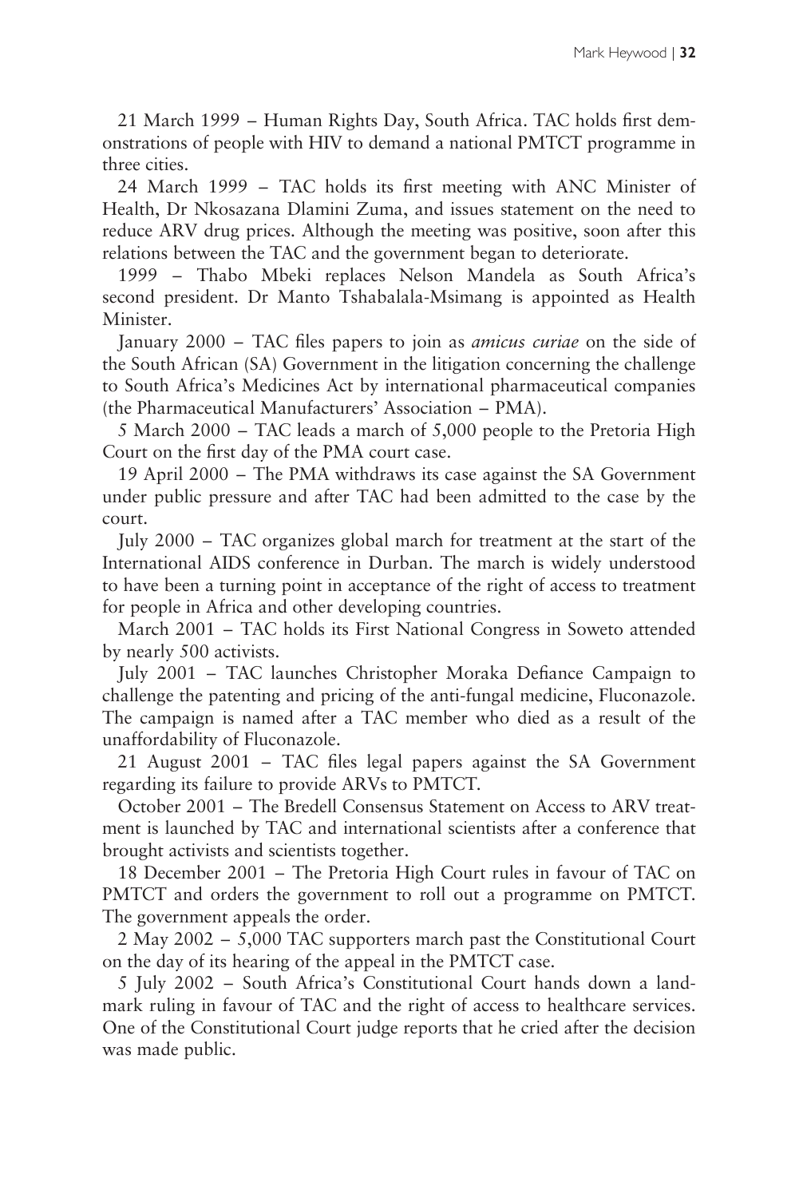21 March 1999 – Human Rights Day, South Africa. TAC holds first demonstrations of people with HIV to demand a national PMTCT programme in three cities.

24 March 1999 – TAC holds its first meeting with ANC Minister of Health, Dr Nkosazana Dlamini Zuma, and issues statement on the need to reduce ARV drug prices. Although the meeting was positive, soon after this relations between the TAC and the government began to deteriorate.

1999 – Thabo Mbeki replaces Nelson Mandela as South Africa's second president. Dr Manto Tshabalala-Msimang is appointed as Health Minister.

January 2000 – TAC files papers to join as *amicus curiae* on the side of the South African (SA) Government in the litigation concerning the challenge to South Africa's Medicines Act by international pharmaceutical companies (the Pharmaceutical Manufacturers' Association – PMA).

5 March 2000 – TAC leads a march of 5,000 people to the Pretoria High Court on the first day of the PMA court case.

19 April 2000 – The PMA withdraws its case against the SA Government under public pressure and after TAC had been admitted to the case by the court.

July 2000 – TAC organizes global march for treatment at the start of the International AIDS conference in Durban. The march is widely understood to have been a turning point in acceptance of the right of access to treatment for people in Africa and other developing countries.

March 2001 – TAC holds its First National Congress in Soweto attended by nearly 500 activists.

July 2001 – TAC launches Christopher Moraka Defiance Campaign to challenge the patenting and pricing of the anti-fungal medicine, Fluconazole. The campaign is named after a TAC member who died as a result of the unaffordability of Fluconazole.

21 August 2001 – TAC files legal papers against the SA Government regarding its failure to provide ARVs to PMTCT.

October 2001 – The Bredell Consensus Statement on Access to ARV treatment is launched by TAC and international scientists after a conference that brought activists and scientists together.

18 December 2001 – The Pretoria High Court rules in favour of TAC on PMTCT and orders the government to roll out a programme on PMTCT. The government appeals the order.

2 May 2002 – 5,000 TAC supporters march past the Constitutional Court on the day of its hearing of the appeal in the PMTCT case.

5 July 2002 – South Africa's Constitutional Court hands down a landmark ruling in favour of TAC and the right of access to healthcare services. One of the Constitutional Court judge reports that he cried after the decision was made public.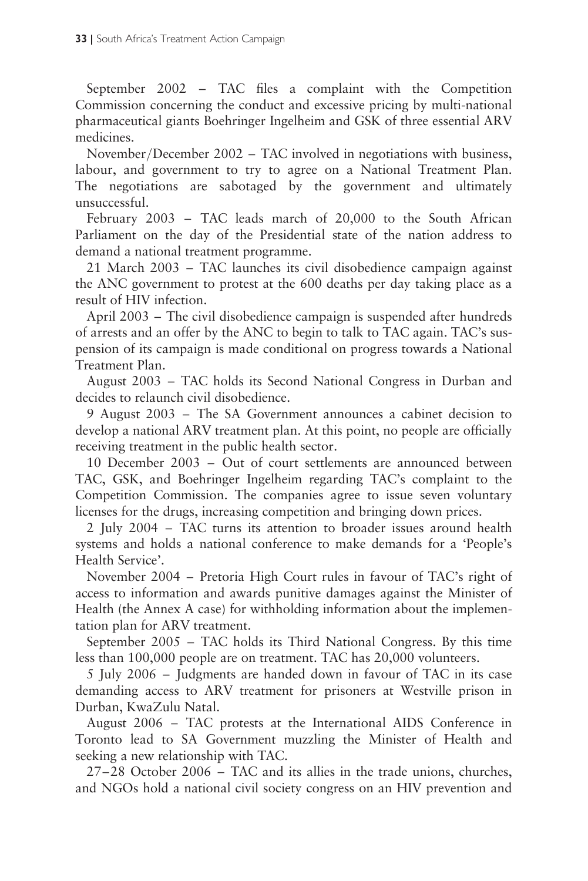September 2002 – TAC files a complaint with the Competition Commission concerning the conduct and excessive pricing by multi-national pharmaceutical giants Boehringer Ingelheim and GSK of three essential ARV medicines.

November/December 2002 – TAC involved in negotiations with business, labour, and government to try to agree on a National Treatment Plan. The negotiations are sabotaged by the government and ultimately unsuccessful.

February 2003 – TAC leads march of 20,000 to the South African Parliament on the day of the Presidential state of the nation address to demand a national treatment programme.

21 March 2003 – TAC launches its civil disobedience campaign against the ANC government to protest at the 600 deaths per day taking place as a result of HIV infection.

April 2003 – The civil disobedience campaign is suspended after hundreds of arrests and an offer by the ANC to begin to talk to TAC again. TAC's suspension of its campaign is made conditional on progress towards a National Treatment Plan.

August 2003 – TAC holds its Second National Congress in Durban and decides to relaunch civil disobedience.

9 August 2003 – The SA Government announces a cabinet decision to develop a national ARV treatment plan. At this point, no people are officially receiving treatment in the public health sector.

10 December 2003 – Out of court settlements are announced between TAC, GSK, and Boehringer Ingelheim regarding TAC's complaint to the Competition Commission. The companies agree to issue seven voluntary licenses for the drugs, increasing competition and bringing down prices.

2 July 2004 – TAC turns its attention to broader issues around health systems and holds a national conference to make demands for a 'People's Health Service'.

November 2004 – Pretoria High Court rules in favour of TAC's right of access to information and awards punitive damages against the Minister of Health (the Annex A case) for withholding information about the implementation plan for ARV treatment.

September 2005 – TAC holds its Third National Congress. By this time less than 100,000 people are on treatment. TAC has 20,000 volunteers.

5 July 2006 – Judgments are handed down in favour of TAC in its case demanding access to ARV treatment for prisoners at Westville prison in Durban, KwaZulu Natal.

August 2006 – TAC protests at the International AIDS Conference in Toronto lead to SA Government muzzling the Minister of Health and seeking a new relationship with TAC.

27–28 October 2006 – TAC and its allies in the trade unions, churches, and NGOs hold a national civil society congress on an HIV prevention and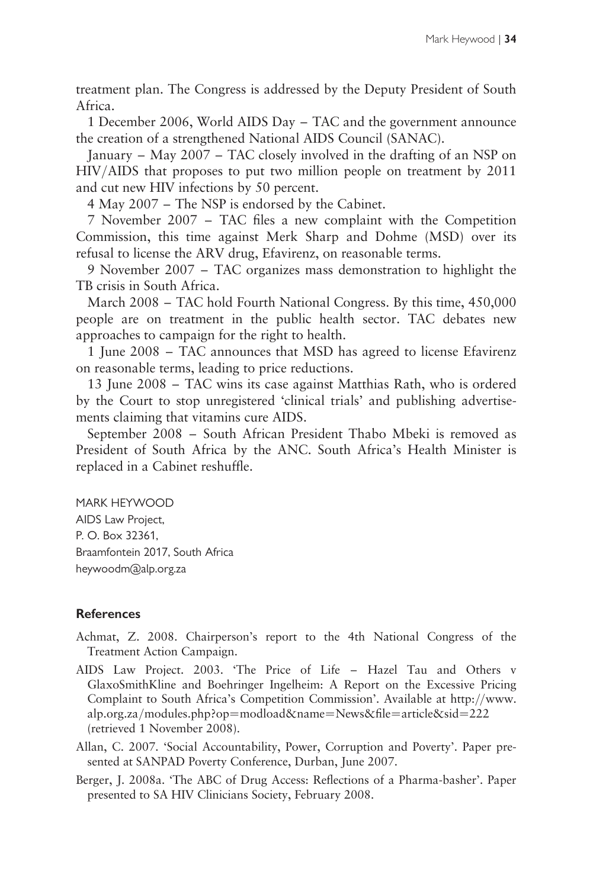treatment plan. The Congress is addressed by the Deputy President of South Africa.

1 December 2006, World AIDS Day – TAC and the government announce the creation of a strengthened National AIDS Council (SANAC).

January – May 2007 – TAC closely involved in the drafting of an NSP on HIV/AIDS that proposes to put two million people on treatment by 2011 and cut new HIV infections by 50 percent.

4 May 2007 – The NSP is endorsed by the Cabinet.

7 November 2007 – TAC files a new complaint with the Competition Commission, this time against Merk Sharp and Dohme (MSD) over its refusal to license the ARV drug, Efavirenz, on reasonable terms.

9 November 2007 – TAC organizes mass demonstration to highlight the TB crisis in South Africa.

March 2008 – TAC hold Fourth National Congress. By this time, 450,000 people are on treatment in the public health sector. TAC debates new approaches to campaign for the right to health.

1 June 2008 – TAC announces that MSD has agreed to license Efavirenz on reasonable terms, leading to price reductions.

13 June 2008 – TAC wins its case against Matthias Rath, who is ordered by the Court to stop unregistered 'clinical trials' and publishing advertisements claiming that vitamins cure AIDS.

September 2008 – South African President Thabo Mbeki is removed as President of South Africa by the ANC. South Africa's Health Minister is replaced in a Cabinet reshuffle.

MARK HEYWOOD
AIDS Law Project,
P. O. Box 32361,
Braamfontein 2017, South Africa
heywoodm@alp.org.za

## References

Achmat, Z. 2008. Chairperson's report to the 4th National Congress of the Treatment Action Campaign.

AIDS Law Project. 2003. 'The Price of Life – Hazel Tau and Others v GlaxoSmithKline and Boehringer Ingelheim: A Report on the Excessive Pricing Complaint to South Africa's Competition Commission'. Available at http://www.alp.org.za/modules.php?op=modload&name=News&file=article&sid=222 (retrieved 1 November 2008).

Allan, C. 2007. 'Social Accountability, Power, Corruption and Poverty'. Paper presented at SANPAD Poverty Conference, Durban, June 2007.

Berger, J. 2008a. 'The ABC of Drug Access: Reflections of a Pharma-basher'. Paper presented to SA HIV Clinicians Society, February 2008.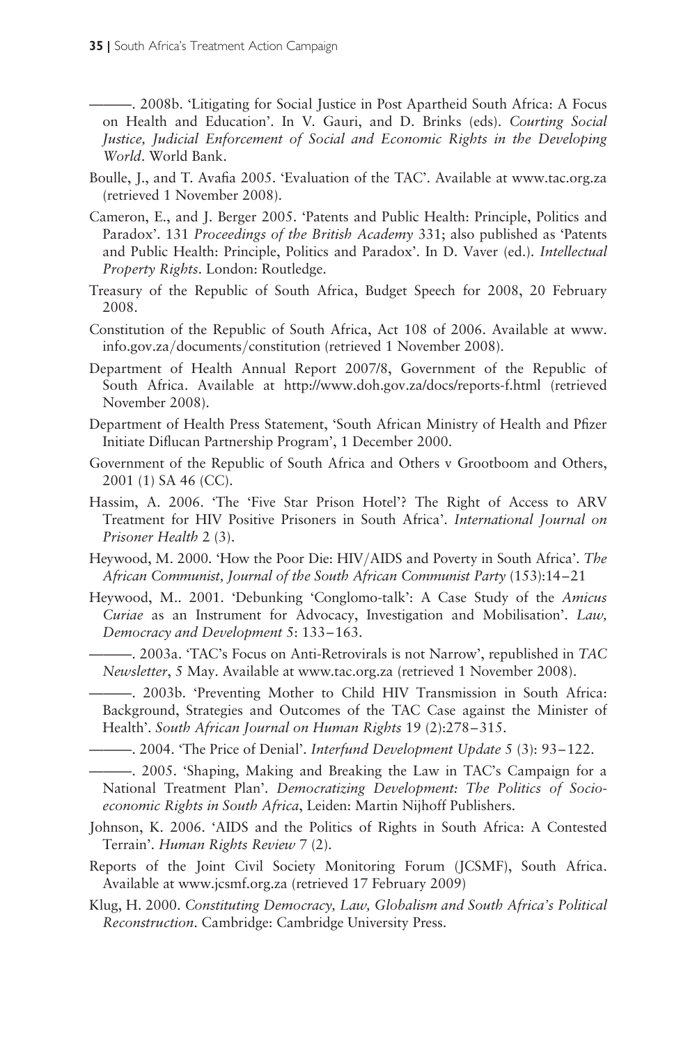———. 2008b. 'Litigating for Social Justice in Post Apartheid South Africa: A Focus on Health and Education'. In V. Gauri, and D. Brinks (eds). *Courting Social Justice, Judicial Enforcement of Social and Economic Rights in the Developing World*. World Bank.

Boulle, J., and T. Avafia 2005. 'Evaluation of the TAC'. Available at www.tac.org.za (retrieved 1 November 2008).

Cameron, E., and J. Berger 2005. 'Patents and Public Health: Principle, Politics and Paradox'. 131 *Proceedings of the British Academy* 331; also published as 'Patents and Public Health: Principle, Politics and Paradox'. In D. Vaver (ed.). *Intellectual Property Rights*. London: Routledge.

Treasury of the Republic of South Africa, Budget Speech for 2008, 20 February 2008.

Constitution of the Republic of South Africa, Act 108 of 2006. Available at www.info.gov.za/documents/constitution (retrieved 1 November 2008).

Department of Health Annual Report 2007/8, Government of the Republic of South Africa. Available at http://www.doh.gov.za/docs/reports-f.html (retrieved November 2008).

Department of Health Press Statement, 'South African Ministry of Health and Pfizer Initiate Diflucan Partnership Program', 1 December 2000.

Government of the Republic of South Africa and Others v Grootboom and Others, 2001 (1) SA 46 (CC).

Hassim, A. 2006. 'The 'Five Star Prison Hotel'? The Right of Access to ARV Treatment for HIV Positive Prisoners in South Africa'. *International Journal on Prisoner Health* 2 (3).

Heywood, M. 2000. 'How the Poor Die: HIV/AIDS and Poverty in South Africa'. *The African Communist, Journal of the South African Communist Party* (153):14–21

Heywood, M.. 2001. 'Debunking 'Conglomo-talk': A Case Study of the *Amicus Curiae* as an Instrument for Advocacy, Investigation and Mobilisation'. *Law, Democracy and Development* 5: 133–163.

———. 2003a. 'TAC's Focus on Anti-Retrovirals is not Narrow', republished in *TAC Newsletter*, 5 May. Available at www.tac.org.za (retrieved 1 November 2008).

———. 2003b. 'Preventing Mother to Child HIV Transmission in South Africa: Background, Strategies and Outcomes of the TAC Case against the Minister of Health'. *South African Journal on Human Rights* 19 (2):278–315.

———. 2004. 'The Price of Denial'. *Interfund Development Update* 5 (3): 93–122.

———. 2005. 'Shaping, Making and Breaking the Law in TAC's Campaign for a National Treatment Plan'. *Democratizing Development: The Politics of Socio-economic Rights in South Africa*, Leiden: Martin Nijhoff Publishers.

Johnson, K. 2006. 'AIDS and the Politics of Rights in South Africa: A Contested Terrain'. *Human Rights Review* 7 (2).

Reports of the Joint Civil Society Monitoring Forum (JCSMF), South Africa. Available at www.jcsmf.org.za (retrieved 17 February 2009)

Klug, H. 2000. *Constituting Democracy, Law, Globalism and South Africa's Political Reconstruction*. Cambridge: Cambridge University Press.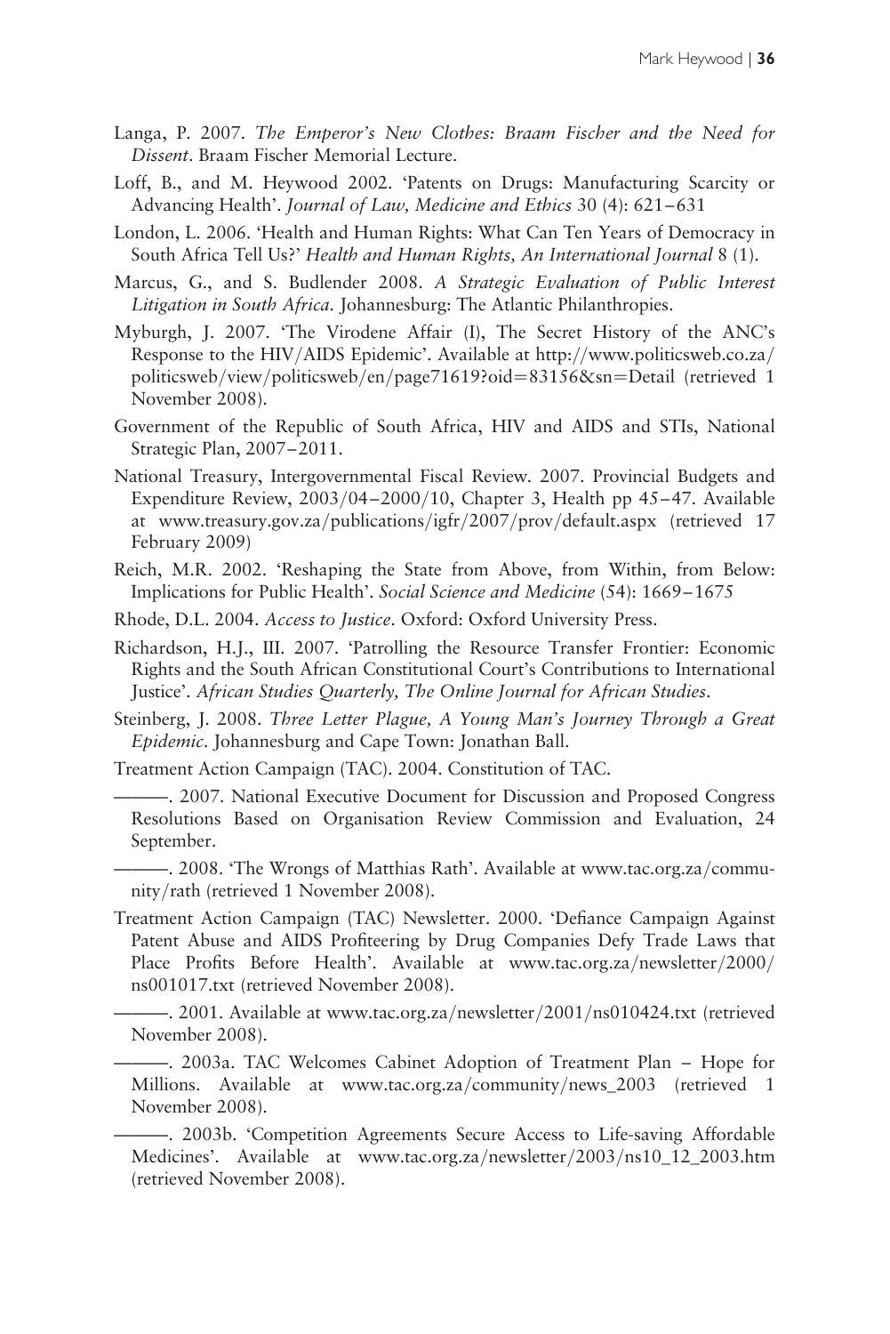Langa, P. 2007. *The Emperor's New Clothes: Braam Fischer and the Need for Dissent*. Braam Fischer Memorial Lecture.

Loff, B., and M. Heywood 2002. 'Patents on Drugs: Manufacturing Scarcity or Advancing Health'. *Journal of Law, Medicine and Ethics* 30 (4): 621–631

London, L. 2006. 'Health and Human Rights: What Can Ten Years of Democracy in South Africa Tell Us?' *Health and Human Rights, An International Journal* 8 (1).

Marcus, G., and S. Budlender 2008. *A Strategic Evaluation of Public Interest Litigation in South Africa*. Johannesburg: The Atlantic Philanthropies.

Myburgh, J. 2007. 'The Virodene Affair (I), The Secret History of the ANC's Response to the HIV/AIDS Epidemic'. Available at http://www.politicsweb.co.za/politicsweb/view/politicsweb/en/page71619?oid=83156&sn=Detail (retrieved 1 November 2008).

Government of the Republic of South Africa, HIV and AIDS and STIs, National Strategic Plan, 2007–2011.

National Treasury, Intergovernmental Fiscal Review. 2007. Provincial Budgets and Expenditure Review, 2003/04–2000/10, Chapter 3, Health pp 45–47. Available at www.treasury.gov.za/publications/igfr/2007/prov/default.aspx (retrieved 17 February 2009)

Reich, M.R. 2002. 'Reshaping the State from Above, from Within, from Below: Implications for Public Health'. *Social Science and Medicine* (54): 1669–1675

Rhode, D.L. 2004. *Access to Justice*. Oxford: Oxford University Press.

Richardson, H.J., III. 2007. 'Patrolling the Resource Transfer Frontier: Economic Rights and the South African Constitutional Court's Contributions to International Justice'. *African Studies Quarterly, The Online Journal for African Studies*.

Steinberg, J. 2008. *Three Letter Plague, A Young Man's Journey Through a Great Epidemic*. Johannesburg and Cape Town: Jonathan Ball.

Treatment Action Campaign (TAC). 2004. Constitution of TAC.

———. 2007. National Executive Document for Discussion and Proposed Congress Resolutions Based on Organisation Review Commission and Evaluation, 24 September.

———. 2008. 'The Wrongs of Matthias Rath'. Available at www.tac.org.za/community/rath (retrieved 1 November 2008).

Treatment Action Campaign (TAC) Newsletter. 2000. 'Defiance Campaign Against Patent Abuse and AIDS Profiteering by Drug Companies Defy Trade Laws that Place Profits Before Health'. Available at www.tac.org.za/newsletter/2000/ns001017.txt (retrieved November 2008).

———. 2001. Available at www.tac.org.za/newsletter/2001/ns010424.txt (retrieved November 2008).

———. 2003a. TAC Welcomes Cabinet Adoption of Treatment Plan – Hope for Millions. Available at www.tac.org.za/community/news_2003 (retrieved 1 November 2008).

———. 2003b. 'Competition Agreements Secure Access to Life-saving Affordable Medicines'. Available at www.tac.org.za/newsletter/2003/ns10_12_2003.htm (retrieved November 2008).